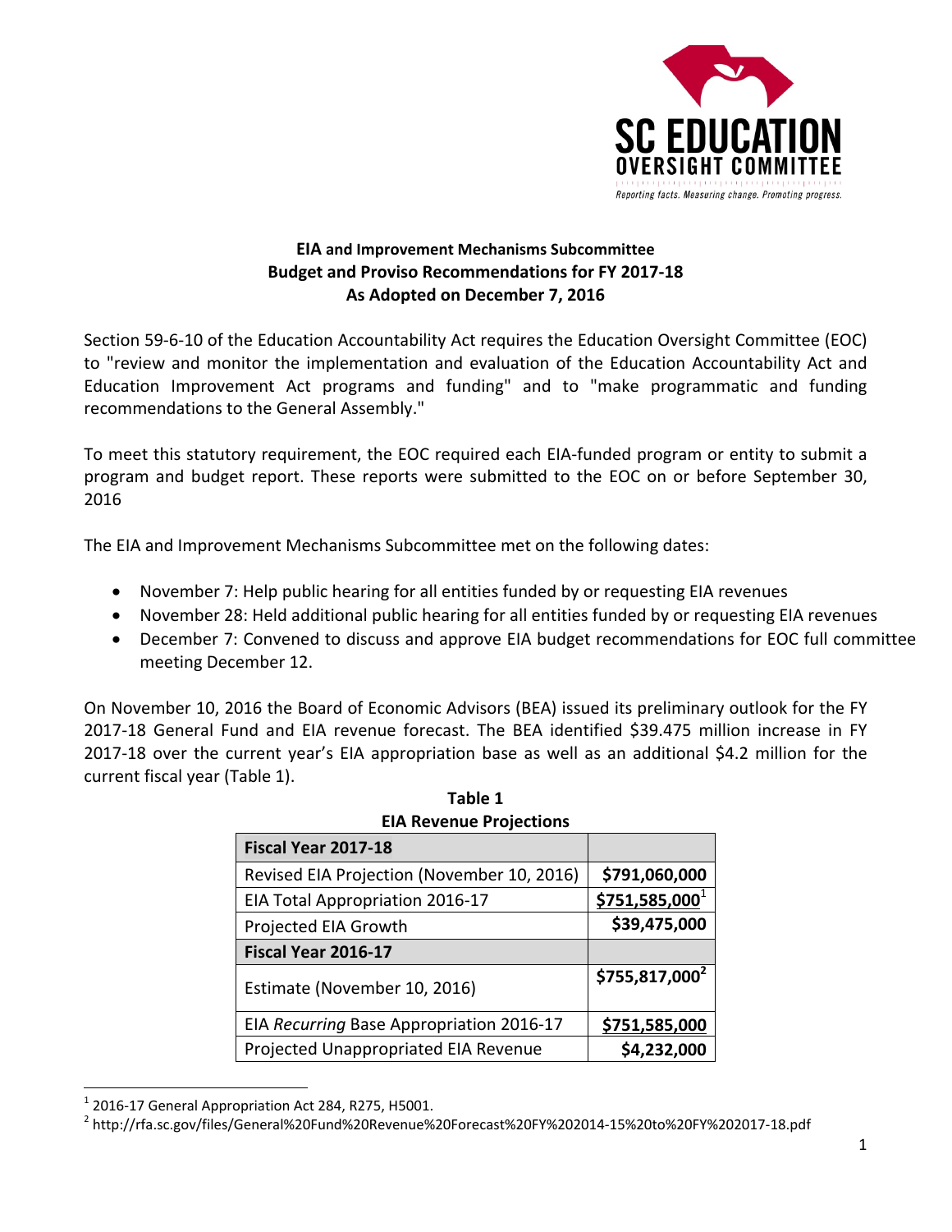SC EDUCATION OVERSIGHT COMMITTEE

*Reporting facts. Measuring change. Promoting progress.*

## EIA and Improvement Mechanisms Subcommittee
## Budget and Proviso Recommendations for FY 2017-18
## As Adopted on December 7, 2016

Section 59-6-10 of the Education Accountability Act requires the Education Oversight Committee (EOC) to "review and monitor the implementation and evaluation of the Education Accountability Act and Education Improvement Act programs and funding" and to "make programmatic and funding recommendations to the General Assembly."

To meet this statutory requirement, the EOC required each EIA-funded program or entity to submit a program and budget report. These reports were submitted to the EOC on or before September 30, 2016

The EIA and Improvement Mechanisms Subcommittee met on the following dates:

- November 7: Help public hearing for all entities funded by or requesting EIA revenues
- November 28: Held additional public hearing for all entities funded by or requesting EIA revenues
- December 7: Convened to discuss and approve EIA budget recommendations for EOC full committee meeting December 12.

On November 10, 2016 the Board of Economic Advisors (BEA) issued its preliminary outlook for the FY 2017-18 General Fund and EIA revenue forecast. The BEA identified $39.475 million increase in FY 2017-18 over the current year's EIA appropriation base as well as an additional $4.2 million for the current fiscal year (Table 1).

**Table 1**
**EIA Revenue Projections**

| **Fiscal Year 2017-18** | |
|---|---|
| Revised EIA Projection (November 10, 2016) | **$791,060,000** |
| EIA Total Appropriation 2016-17 | **$751,585,000**[1] |
| Projected EIA Growth | **$39,475,000** |
| **Fiscal Year 2016-17** | |
| Estimate (November 10, 2016) | **$755,817,000**[2] |
| EIA *Recurring* Base Appropriation 2016-17 | **$751,585,000** |
| Projected Unappropriated EIA Revenue | **$4,232,000** |

[1] 2016-17 General Appropriation Act 284, R275, H5001.

[2] http://rfa.sc.gov/files/General%20Fund%20Revenue%20Forecast%20FY%202014-15%20to%20FY%202017-18.pdf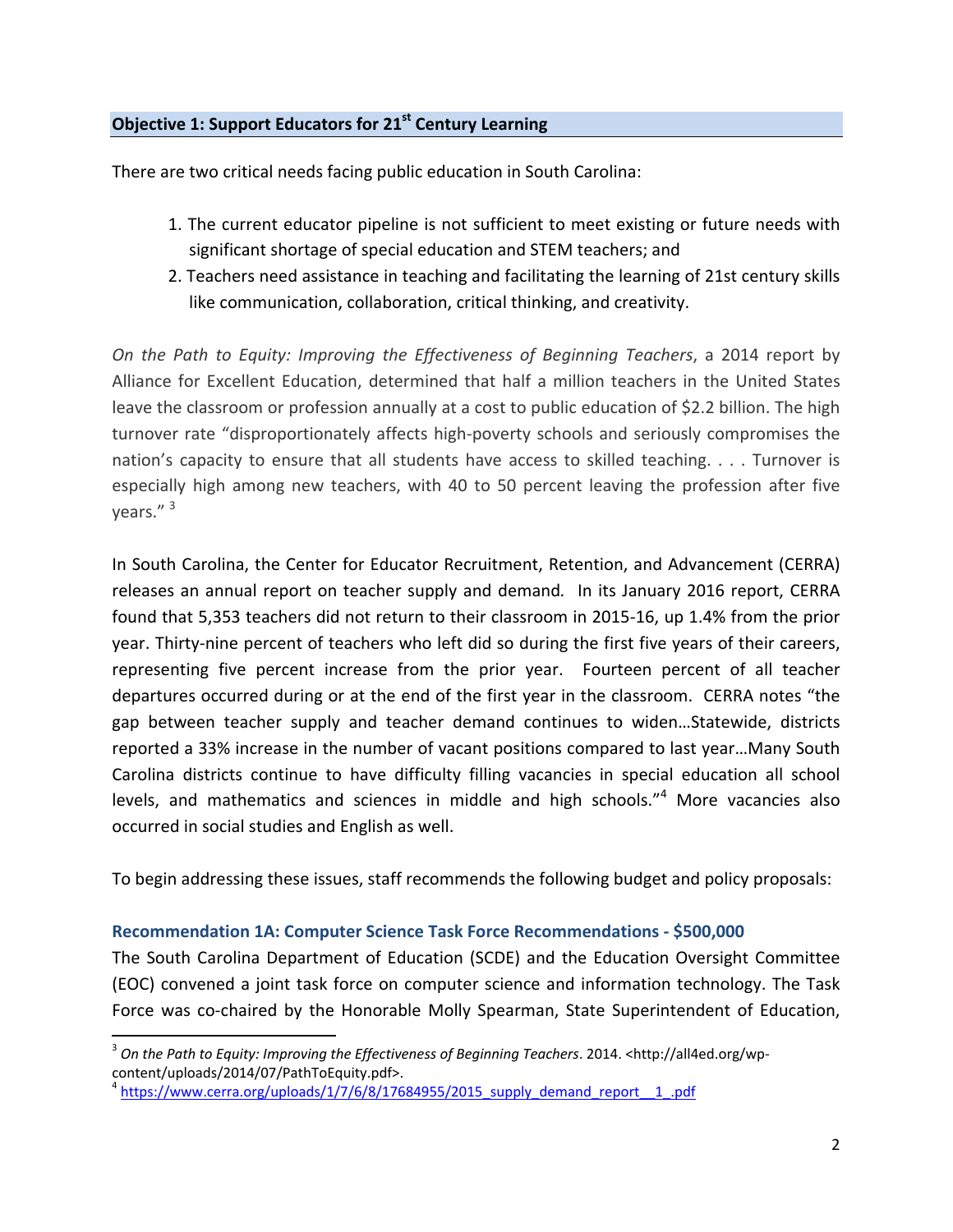## Objective 1: Support Educators for 21st Century Learning

There are two critical needs facing public education in South Carolina:

1. The current educator pipeline is not sufficient to meet existing or future needs with significant shortage of special education and STEM teachers; and
2. Teachers need assistance in teaching and facilitating the learning of 21st century skills like communication, collaboration, critical thinking, and creativity.

*On the Path to Equity: Improving the Effectiveness of Beginning Teachers*, a 2014 report by Alliance for Excellent Education, determined that half a million teachers in the United States leave the classroom or profession annually at a cost to public education of $2.2 billion. The high turnover rate "disproportionately affects high-poverty schools and seriously compromises the nation's capacity to ensure that all students have access to skilled teaching. . . . Turnover is especially high among new teachers, with 40 to 50 percent leaving the profession after five years." [3]

In South Carolina, the Center for Educator Recruitment, Retention, and Advancement (CERRA) releases an annual report on teacher supply and demand. In its January 2016 report, CERRA found that 5,353 teachers did not return to their classroom in 2015-16, up 1.4% from the prior year. Thirty-nine percent of teachers who left did so during the first five years of their careers, representing five percent increase from the prior year. Fourteen percent of all teacher departures occurred during or at the end of the first year in the classroom. CERRA notes "the gap between teacher supply and teacher demand continues to widen…Statewide, districts reported a 33% increase in the number of vacant positions compared to last year…Many South Carolina districts continue to have difficulty filling vacancies in special education all school levels, and mathematics and sciences in middle and high schools."[4] More vacancies also occurred in social studies and English as well.

To begin addressing these issues, staff recommends the following budget and policy proposals:

### Recommendation 1A: Computer Science Task Force Recommendations - $500,000

The South Carolina Department of Education (SCDE) and the Education Oversight Committee (EOC) convened a joint task force on computer science and information technology. The Task Force was co-chaired by the Honorable Molly Spearman, State Superintendent of Education,

---

[3] *On the Path to Equity: Improving the Effectiveness of Beginning Teachers*. 2014. <http://all4ed.org/wp-content/uploads/2014/07/PathToEquity.pdf>.

[4] https://www.cerra.org/uploads/1/7/6/8/17684955/2015_supply_demand_report__1_.pdf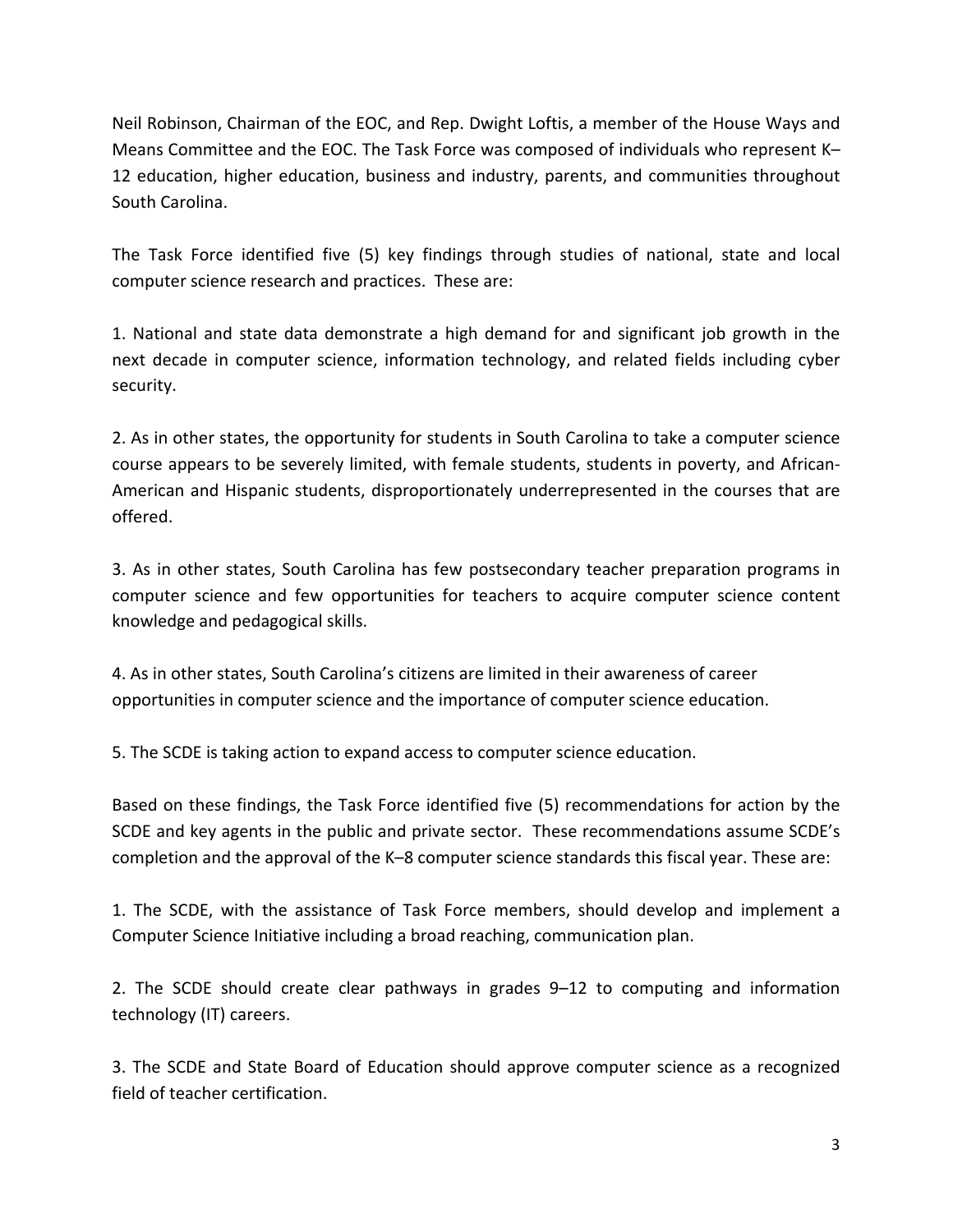Neil Robinson, Chairman of the EOC, and Rep. Dwight Loftis, a member of the House Ways and Means Committee and the EOC. The Task Force was composed of individuals who represent K–12 education, higher education, business and industry, parents, and communities throughout South Carolina.

The Task Force identified five (5) key findings through studies of national, state and local computer science research and practices. These are:

1. National and state data demonstrate a high demand for and significant job growth in the next decade in computer science, information technology, and related fields including cyber security.

2. As in other states, the opportunity for students in South Carolina to take a computer science course appears to be severely limited, with female students, students in poverty, and African-American and Hispanic students, disproportionately underrepresented in the courses that are offered.

3. As in other states, South Carolina has few postsecondary teacher preparation programs in computer science and few opportunities for teachers to acquire computer science content knowledge and pedagogical skills.

4. As in other states, South Carolina's citizens are limited in their awareness of career opportunities in computer science and the importance of computer science education.

5. The SCDE is taking action to expand access to computer science education.

Based on these findings, the Task Force identified five (5) recommendations for action by the SCDE and key agents in the public and private sector. These recommendations assume SCDE's completion and the approval of the K–8 computer science standards this fiscal year. These are:

1. The SCDE, with the assistance of Task Force members, should develop and implement a Computer Science Initiative including a broad reaching, communication plan.

2. The SCDE should create clear pathways in grades 9–12 to computing and information technology (IT) careers.

3. The SCDE and State Board of Education should approve computer science as a recognized field of teacher certification.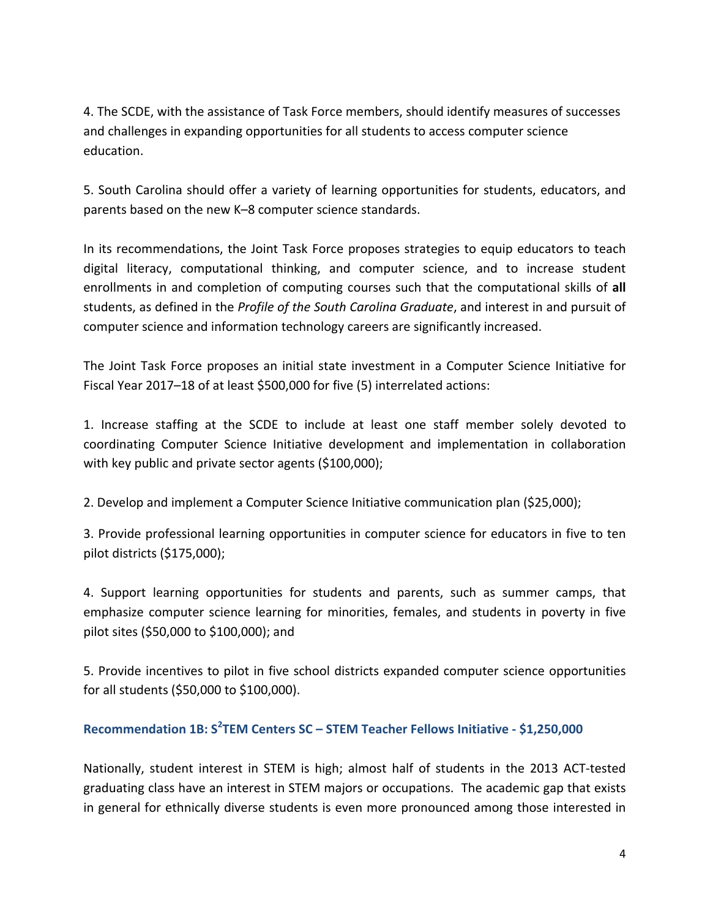4. The SCDE, with the assistance of Task Force members, should identify measures of successes and challenges in expanding opportunities for all students to access computer science education.

5. South Carolina should offer a variety of learning opportunities for students, educators, and parents based on the new K–8 computer science standards.

In its recommendations, the Joint Task Force proposes strategies to equip educators to teach digital literacy, computational thinking, and computer science, and to increase student enrollments in and completion of computing courses such that the computational skills of **all** students, as defined in the *Profile of the South Carolina Graduate*, and interest in and pursuit of computer science and information technology careers are significantly increased.

The Joint Task Force proposes an initial state investment in a Computer Science Initiative for Fiscal Year 2017–18 of at least $500,000 for five (5) interrelated actions:

1. Increase staffing at the SCDE to include at least one staff member solely devoted to coordinating Computer Science Initiative development and implementation in collaboration with key public and private sector agents ($100,000);

2. Develop and implement a Computer Science Initiative communication plan ($25,000);

3. Provide professional learning opportunities in computer science for educators in five to ten pilot districts ($175,000);

4. Support learning opportunities for students and parents, such as summer camps, that emphasize computer science learning for minorities, females, and students in poverty in five pilot sites ($50,000 to $100,000); and

5. Provide incentives to pilot in five school districts expanded computer science opportunities for all students ($50,000 to $100,000).

### Recommendation 1B: S²TEM Centers SC – STEM Teacher Fellows Initiative - $1,250,000

Nationally, student interest in STEM is high; almost half of students in the 2013 ACT-tested graduating class have an interest in STEM majors or occupations. The academic gap that exists in general for ethnically diverse students is even more pronounced among those interested in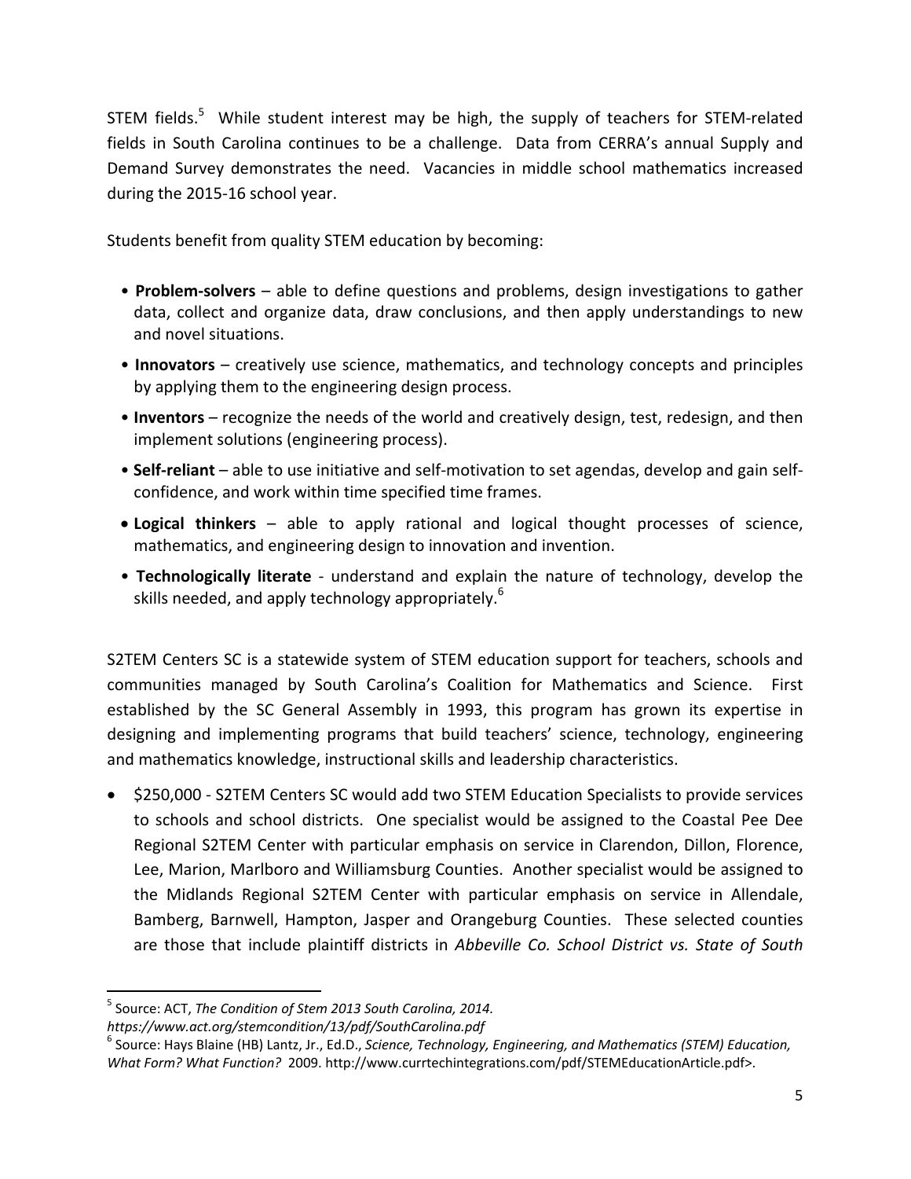STEM fields.[5] While student interest may be high, the supply of teachers for STEM-related fields in South Carolina continues to be a challenge. Data from CERRA's annual Supply and Demand Survey demonstrates the need. Vacancies in middle school mathematics increased during the 2015-16 school year.

Students benefit from quality STEM education by becoming:

- **Problem-solvers** – able to define questions and problems, design investigations to gather data, collect and organize data, draw conclusions, and then apply understandings to new and novel situations.
- **Innovators** – creatively use science, mathematics, and technology concepts and principles by applying them to the engineering design process.
- **Inventors** – recognize the needs of the world and creatively design, test, redesign, and then implement solutions (engineering process).
- **Self-reliant** – able to use initiative and self-motivation to set agendas, develop and gain self-confidence, and work within time specified time frames.
- **Logical thinkers** – able to apply rational and logical thought processes of science, mathematics, and engineering design to innovation and invention.
- **Technologically literate** - understand and explain the nature of technology, develop the skills needed, and apply technology appropriately.[6]

S2TEM Centers SC is a statewide system of STEM education support for teachers, schools and communities managed by South Carolina's Coalition for Mathematics and Science. First established by the SC General Assembly in 1993, this program has grown its expertise in designing and implementing programs that build teachers' science, technology, engineering and mathematics knowledge, instructional skills and leadership characteristics.

- $250,000 - S2TEM Centers SC would add two STEM Education Specialists to provide services to schools and school districts. One specialist would be assigned to the Coastal Pee Dee Regional S2TEM Center with particular emphasis on service in Clarendon, Dillon, Florence, Lee, Marion, Marlboro and Williamsburg Counties. Another specialist would be assigned to the Midlands Regional S2TEM Center with particular emphasis on service in Allendale, Bamberg, Barnwell, Hampton, Jasper and Orangeburg Counties. These selected counties are those that include plaintiff districts in *Abbeville Co. School District vs. State of South*

---

[5] Source: ACT, *The Condition of Stem 2013 South Carolina, 2014. https://www.act.org/stemcondition/13/pdf/SouthCarolina.pdf*

[6] Source: Hays Blaine (HB) Lantz, Jr., Ed.D., *Science, Technology, Engineering, and Mathematics (STEM) Education, What Form? What Function?* 2009. http://www.currtechintegrations.com/pdf/STEMEducationArticle.pdf>.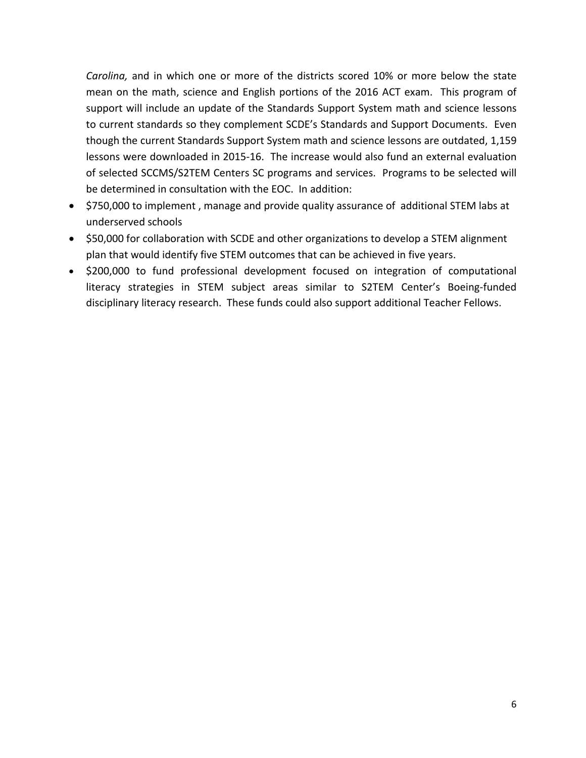*Carolina,* and in which one or more of the districts scored 10% or more below the state mean on the math, science and English portions of the 2016 ACT exam. This program of support will include an update of the Standards Support System math and science lessons to current standards so they complement SCDE's Standards and Support Documents. Even though the current Standards Support System math and science lessons are outdated, 1,159 lessons were downloaded in 2015-16. The increase would also fund an external evaluation of selected SCCMS/S2TEM Centers SC programs and services. Programs to be selected will be determined in consultation with the EOC. In addition:

- $750,000 to implement , manage and provide quality assurance of additional STEM labs at underserved schools
- $50,000 for collaboration with SCDE and other organizations to develop a STEM alignment plan that would identify five STEM outcomes that can be achieved in five years.
- $200,000 to fund professional development focused on integration of computational literacy strategies in STEM subject areas similar to S2TEM Center's Boeing-funded disciplinary literacy research. These funds could also support additional Teacher Fellows.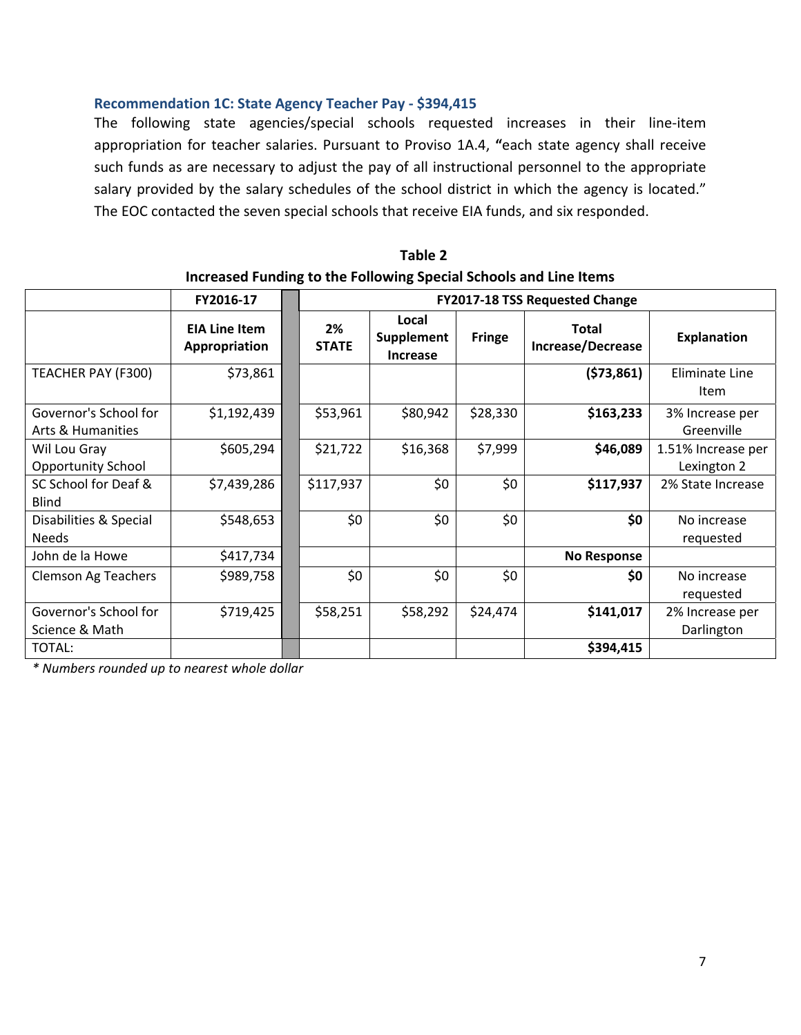### Recommendation 1C: State Agency Teacher Pay - $394,415

The following state agencies/special schools requested increases in their line-item appropriation for teacher salaries. Pursuant to Proviso 1A.4, **"**each state agency shall receive such funds as are necessary to adjust the pay of all instructional personnel to the appropriate salary provided by the salary schedules of the school district in which the agency is located." The EOC contacted the seven special schools that receive EIA funds, and six responded.

**Table 2**
**Increased Funding to the Following Special Schools and Line Items**

| | FY2016-17 | | FY2017-18 TSS Requested Change | | | | |
|---|---|---|---|---|---|---|---|
| | **EIA Line Item Appropriation** | | **2% STATE** | **Local Supplement Increase** | **Fringe** | **Total Increase/Decrease** | **Explanation** |
| TEACHER PAY (F300) | $73,861 | | | | | **($73,861)** | Eliminate Line Item |
| Governor's School for Arts & Humanities | $1,192,439 | | $53,961 | $80,942 | $28,330 | **$163,233** | 3% Increase per Greenville |
| Wil Lou Gray Opportunity School | $605,294 | | $21,722 | $16,368 | $7,999 | **$46,089** | 1.51% Increase per Lexington 2 |
| SC School for Deaf & Blind | $7,439,286 | | $117,937 | $0 | $0 | **$117,937** | 2% State Increase |
| Disabilities & Special Needs | $548,653 | | $0 | $0 | $0 | **$0** | No increase requested |
| John de la Howe | $417,734 | | | | | **No Response** | |
| Clemson Ag Teachers | $989,758 | | $0 | $0 | $0 | **$0** | No increase requested |
| Governor's School for Science & Math | $719,425 | | $58,251 | $58,292 | $24,474 | **$141,017** | 2% Increase per Darlington |
| TOTAL: | | | | | | **$394,415** | |

*\* Numbers rounded up to nearest whole dollar*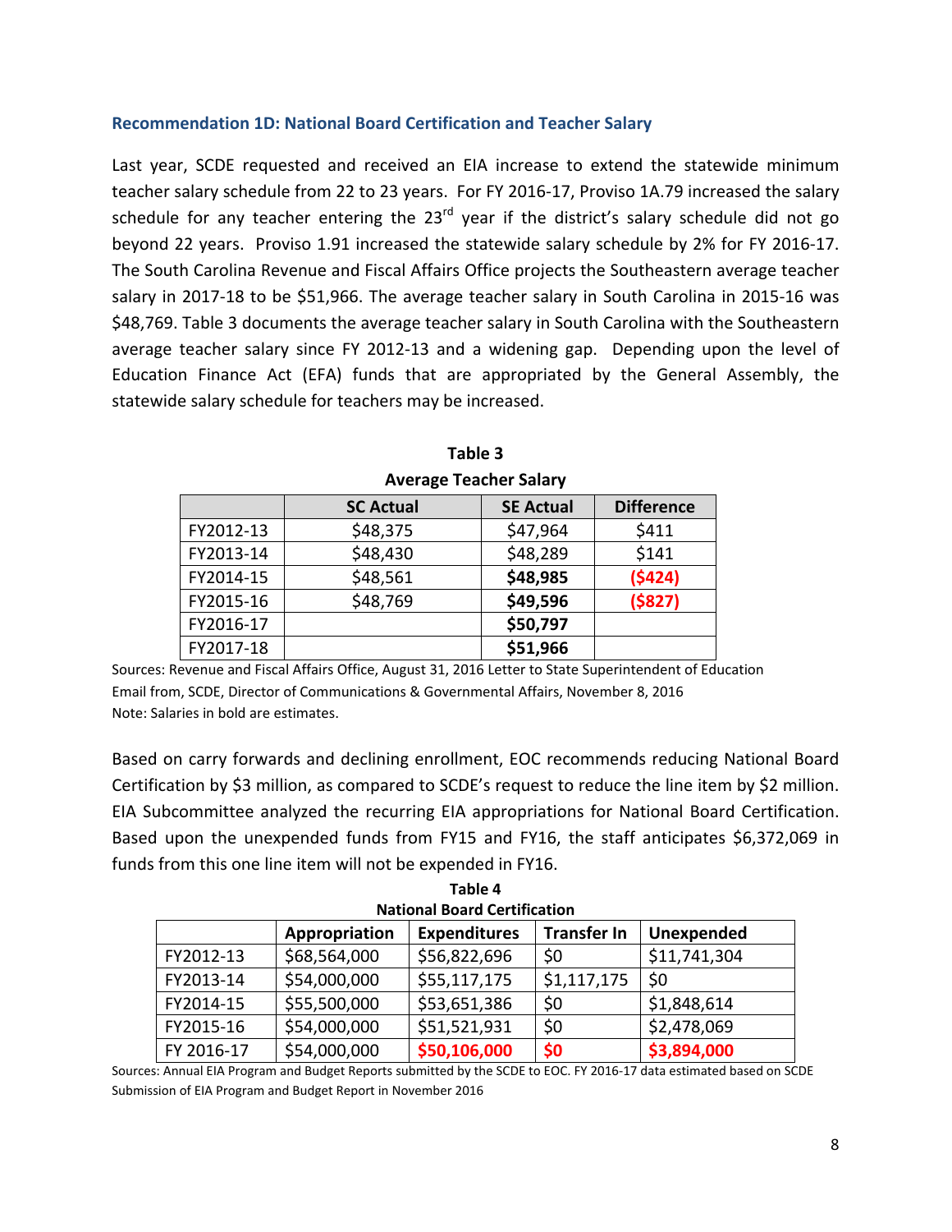### Recommendation 1D: National Board Certification and Teacher Salary

Last year, SCDE requested and received an EIA increase to extend the statewide minimum teacher salary schedule from 22 to 23 years. For FY 2016-17, Proviso 1A.79 increased the salary schedule for any teacher entering the 23rd year if the district's salary schedule did not go beyond 22 years. Proviso 1.91 increased the statewide salary schedule by 2% for FY 2016-17. The South Carolina Revenue and Fiscal Affairs Office projects the Southeastern average teacher salary in 2017-18 to be $51,966. The average teacher salary in South Carolina in 2015-16 was $48,769. Table 3 documents the average teacher salary in South Carolina with the Southeastern average teacher salary since FY 2012-13 and a widening gap. Depending upon the level of Education Finance Act (EFA) funds that are appropriated by the General Assembly, the statewide salary schedule for teachers may be increased.

**Table 3**
**Average Teacher Salary**

| | SC Actual | SE Actual | Difference |
|---|---|---|---|
| FY2012-13 | $48,375 | $47,964 | $411 |
| FY2013-14 | $48,430 | $48,289 | $141 |
| FY2014-15 | $48,561 | **$48,985** | **($424)** |
| FY2015-16 | $48,769 | **$49,596** | **($827)** |
| FY2016-17 | | **$50,797** | |
| FY2017-18 | | **$51,966** | |

Sources: Revenue and Fiscal Affairs Office, August 31, 2016 Letter to State Superintendent of Education
Email from, SCDE, Director of Communications & Governmental Affairs, November 8, 2016
Note: Salaries in bold are estimates.

Based on carry forwards and declining enrollment, EOC recommends reducing National Board Certification by $3 million, as compared to SCDE's request to reduce the line item by $2 million. EIA Subcommittee analyzed the recurring EIA appropriations for National Board Certification. Based upon the unexpended funds from FY15 and FY16, the staff anticipates $6,372,069 in funds from this one line item will not be expended in FY16.

**Table 4**
**National Board Certification**

| | Appropriation | Expenditures | Transfer In | Unexpended |
|---|---|---|---|---|
| FY2012-13 | $68,564,000 | $56,822,696 | $0 | $11,741,304 |
| FY2013-14 | $54,000,000 | $55,117,175 | $1,117,175 | $0 |
| FY2014-15 | $55,500,000 | $53,651,386 | $0 | $1,848,614 |
| FY2015-16 | $54,000,000 | $51,521,931 | $0 | $2,478,069 |
| FY 2016-17 | $54,000,000 | **$50,106,000** | **$0** | **$3,894,000** |

Sources: Annual EIA Program and Budget Reports submitted by the SCDE to EOC. FY 2016-17 data estimated based on SCDE Submission of EIA Program and Budget Report in November 2016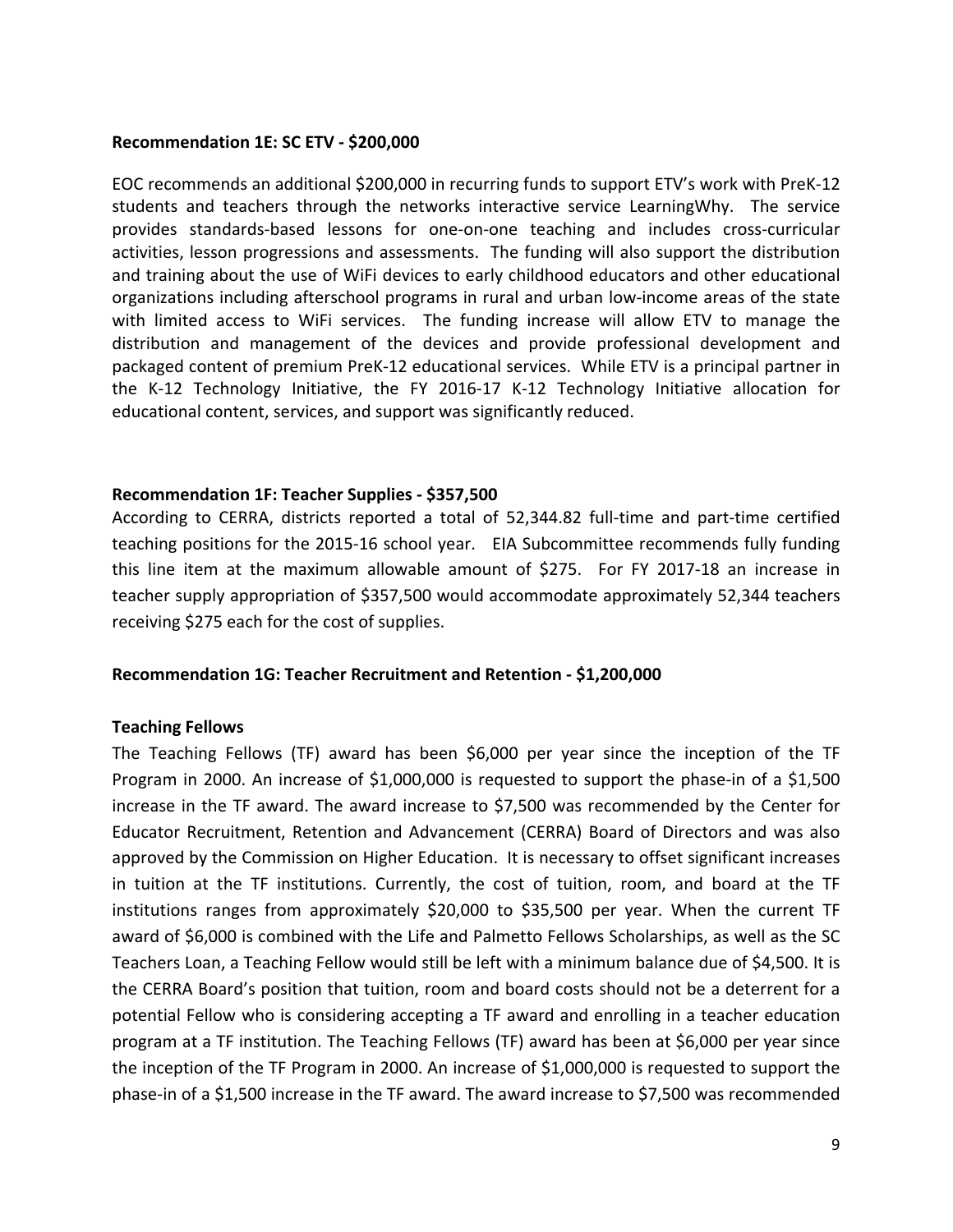**Recommendation 1E: SC ETV - $200,000**

EOC recommends an additional $200,000 in recurring funds to support ETV's work with PreK-12 students and teachers through the networks interactive service LearningWhy. The service provides standards-based lessons for one-on-one teaching and includes cross-curricular activities, lesson progressions and assessments. The funding will also support the distribution and training about the use of WiFi devices to early childhood educators and other educational organizations including afterschool programs in rural and urban low-income areas of the state with limited access to WiFi services. The funding increase will allow ETV to manage the distribution and management of the devices and provide professional development and packaged content of premium PreK-12 educational services. While ETV is a principal partner in the K-12 Technology Initiative, the FY 2016-17 K-12 Technology Initiative allocation for educational content, services, and support was significantly reduced.

**Recommendation 1F: Teacher Supplies - $357,500**

According to CERRA, districts reported a total of 52,344.82 full-time and part-time certified teaching positions for the 2015-16 school year. EIA Subcommittee recommends fully funding this line item at the maximum allowable amount of $275. For FY 2017-18 an increase in teacher supply appropriation of $357,500 would accommodate approximately 52,344 teachers receiving $275 each for the cost of supplies.

**Recommendation 1G: Teacher Recruitment and Retention - $1,200,000**

**Teaching Fellows**

The Teaching Fellows (TF) award has been $6,000 per year since the inception of the TF Program in 2000. An increase of $1,000,000 is requested to support the phase-in of a $1,500 increase in the TF award. The award increase to $7,500 was recommended by the Center for Educator Recruitment, Retention and Advancement (CERRA) Board of Directors and was also approved by the Commission on Higher Education. It is necessary to offset significant increases in tuition at the TF institutions. Currently, the cost of tuition, room, and board at the TF institutions ranges from approximately $20,000 to $35,500 per year. When the current TF award of $6,000 is combined with the Life and Palmetto Fellows Scholarships, as well as the SC Teachers Loan, a Teaching Fellow would still be left with a minimum balance due of $4,500. It is the CERRA Board's position that tuition, room and board costs should not be a deterrent for a potential Fellow who is considering accepting a TF award and enrolling in a teacher education program at a TF institution. The Teaching Fellows (TF) award has been at $6,000 per year since the inception of the TF Program in 2000. An increase of $1,000,000 is requested to support the phase-in of a $1,500 increase in the TF award. The award increase to $7,500 was recommended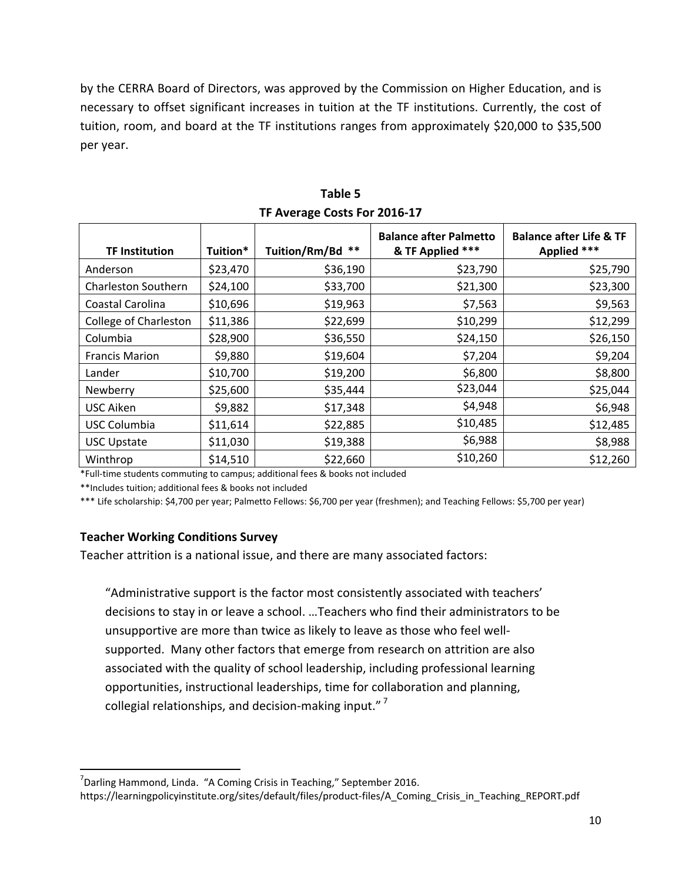by the CERRA Board of Directors, was approved by the Commission on Higher Education, and is necessary to offset significant increases in tuition at the TF institutions. Currently, the cost of tuition, room, and board at the TF institutions ranges from approximately $20,000 to $35,500 per year.

**Table 5**
**TF Average Costs For 2016-17**

| TF Institution | Tuition* | Tuition/Rm/Bd ** | Balance after Palmetto & TF Applied *** | Balance after Life & TF Applied *** |
|---|---|---|---|---|
| Anderson | $23,470 | $36,190 | $23,790 | $25,790 |
| Charleston Southern | $24,100 | $33,700 | $21,300 | $23,300 |
| Coastal Carolina | $10,696 | $19,963 | $7,563 | $9,563 |
| College of Charleston | $11,386 | $22,699 | $10,299 | $12,299 |
| Columbia | $28,900 | $36,550 | $24,150 | $26,150 |
| Francis Marion | $9,880 | $19,604 | $7,204 | $9,204 |
| Lander | $10,700 | $19,200 | $6,800 | $8,800 |
| Newberry | $25,600 | $35,444 | $23,044 | $25,044 |
| USC Aiken | $9,882 | $17,348 | $4,948 | $6,948 |
| USC Columbia | $11,614 | $22,885 | $10,485 | $12,485 |
| USC Upstate | $11,030 | $19,388 | $6,988 | $8,988 |
| Winthrop | $14,510 | $22,660 | $10,260 | $12,260 |

*Full-time students commuting to campus; additional fees & books not included

**Includes tuition; additional fees & books not included

*** Life scholarship: $4,700 per year; Palmetto Fellows: $6,700 per year (freshmen); and Teaching Fellows: $5,700 per year)

### Teacher Working Conditions Survey

Teacher attrition is a national issue, and there are many associated factors:

> "Administrative support is the factor most consistently associated with teachers' decisions to stay in or leave a school. …Teachers who find their administrators to be unsupportive are more than twice as likely to leave as those who feel well-supported. Many other factors that emerge from research on attrition are also associated with the quality of school leadership, including professional learning opportunities, instructional leaderships, time for collaboration and planning, collegial relationships, and decision-making input." [7]

[7] Darling Hammond, Linda. "A Coming Crisis in Teaching," September 2016. https://learningpolicyinstitute.org/sites/default/files/product-files/A_Coming_Crisis_in_Teaching_REPORT.pdf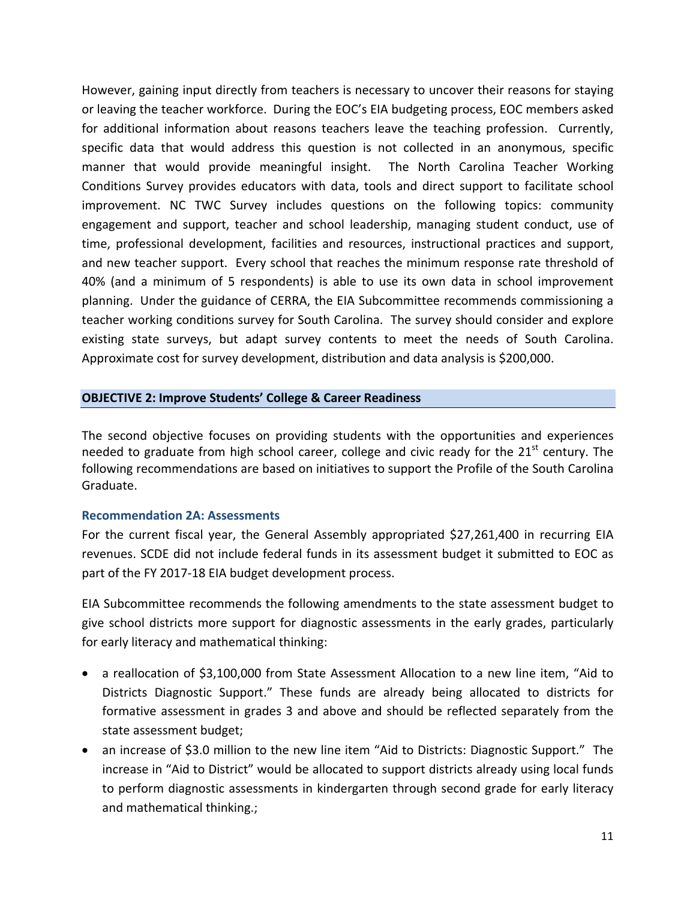However, gaining input directly from teachers is necessary to uncover their reasons for staying or leaving the teacher workforce. During the EOC's EIA budgeting process, EOC members asked for additional information about reasons teachers leave the teaching profession. Currently, specific data that would address this question is not collected in an anonymous, specific manner that would provide meaningful insight. The North Carolina Teacher Working Conditions Survey provides educators with data, tools and direct support to facilitate school improvement. NC TWC Survey includes questions on the following topics: community engagement and support, teacher and school leadership, managing student conduct, use of time, professional development, facilities and resources, instructional practices and support, and new teacher support. Every school that reaches the minimum response rate threshold of 40% (and a minimum of 5 respondents) is able to use its own data in school improvement planning. Under the guidance of CERRA, the EIA Subcommittee recommends commissioning a teacher working conditions survey for South Carolina. The survey should consider and explore existing state surveys, but adapt survey contents to meet the needs of South Carolina. Approximate cost for survey development, distribution and data analysis is $200,000.

## OBJECTIVE 2: Improve Students' College & Career Readiness

The second objective focuses on providing students with the opportunities and experiences needed to graduate from high school career, college and civic ready for the 21st century. The following recommendations are based on initiatives to support the Profile of the South Carolina Graduate.

### Recommendation 2A: Assessments

For the current fiscal year, the General Assembly appropriated $27,261,400 in recurring EIA revenues. SCDE did not include federal funds in its assessment budget it submitted to EOC as part of the FY 2017-18 EIA budget development process.

EIA Subcommittee recommends the following amendments to the state assessment budget to give school districts more support for diagnostic assessments in the early grades, particularly for early literacy and mathematical thinking:

- a reallocation of $3,100,000 from State Assessment Allocation to a new line item, "Aid to Districts Diagnostic Support." These funds are already being allocated to districts for formative assessment in grades 3 and above and should be reflected separately from the state assessment budget;
- an increase of $3.0 million to the new line item "Aid to Districts: Diagnostic Support." The increase in "Aid to District" would be allocated to support districts already using local funds to perform diagnostic assessments in kindergarten through second grade for early literacy and mathematical thinking.;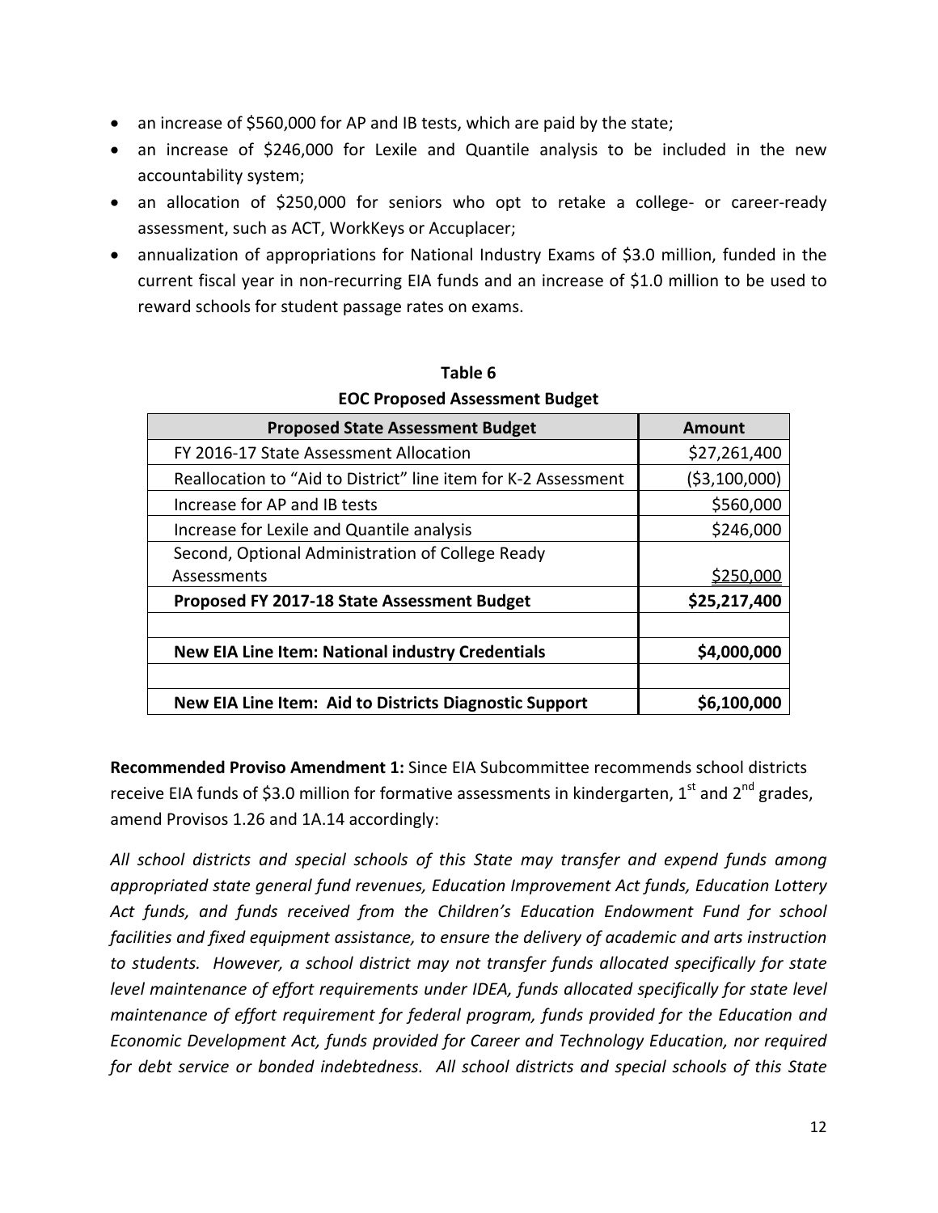- an increase of $560,000 for AP and IB tests, which are paid by the state;
- an increase of $246,000 for Lexile and Quantile analysis to be included in the new accountability system;
- an allocation of $250,000 for seniors who opt to retake a college- or career-ready assessment, such as ACT, WorkKeys or Accuplacer;
- annualization of appropriations for National Industry Exams of $3.0 million, funded in the current fiscal year in non-recurring EIA funds and an increase of $1.0 million to be used to reward schools for student passage rates on exams.

**Table 6**
**EOC Proposed Assessment Budget**

| Proposed State Assessment Budget | Amount |
|---|---|
| FY 2016-17 State Assessment Allocation | $27,261,400 |
| Reallocation to "Aid to District" line item for K-2 Assessment | ($3,100,000) |
| Increase for AP and IB tests | $560,000 |
| Increase for Lexile and Quantile analysis | $246,000 |
| Second, Optional Administration of College Ready Assessments | $250,000 |
| **Proposed FY 2017-18 State Assessment Budget** | **$25,217,400** |
| | |
| **New EIA Line Item: National industry Credentials** | **$4,000,000** |
| | |
| **New EIA Line Item: Aid to Districts Diagnostic Support** | **$6,100,000** |

**Recommended Proviso Amendment 1:** Since EIA Subcommittee recommends school districts receive EIA funds of $3.0 million for formative assessments in kindergarten, 1st and 2nd grades, amend Provisos 1.26 and 1A.14 accordingly:

*All school districts and special schools of this State may transfer and expend funds among appropriated state general fund revenues, Education Improvement Act funds, Education Lottery Act funds, and funds received from the Children's Education Endowment Fund for school facilities and fixed equipment assistance, to ensure the delivery of academic and arts instruction to students. However, a school district may not transfer funds allocated specifically for state level maintenance of effort requirements under IDEA, funds allocated specifically for state level maintenance of effort requirement for federal program, funds provided for the Education and Economic Development Act, funds provided for Career and Technology Education, nor required for debt service or bonded indebtedness. All school districts and special schools of this State*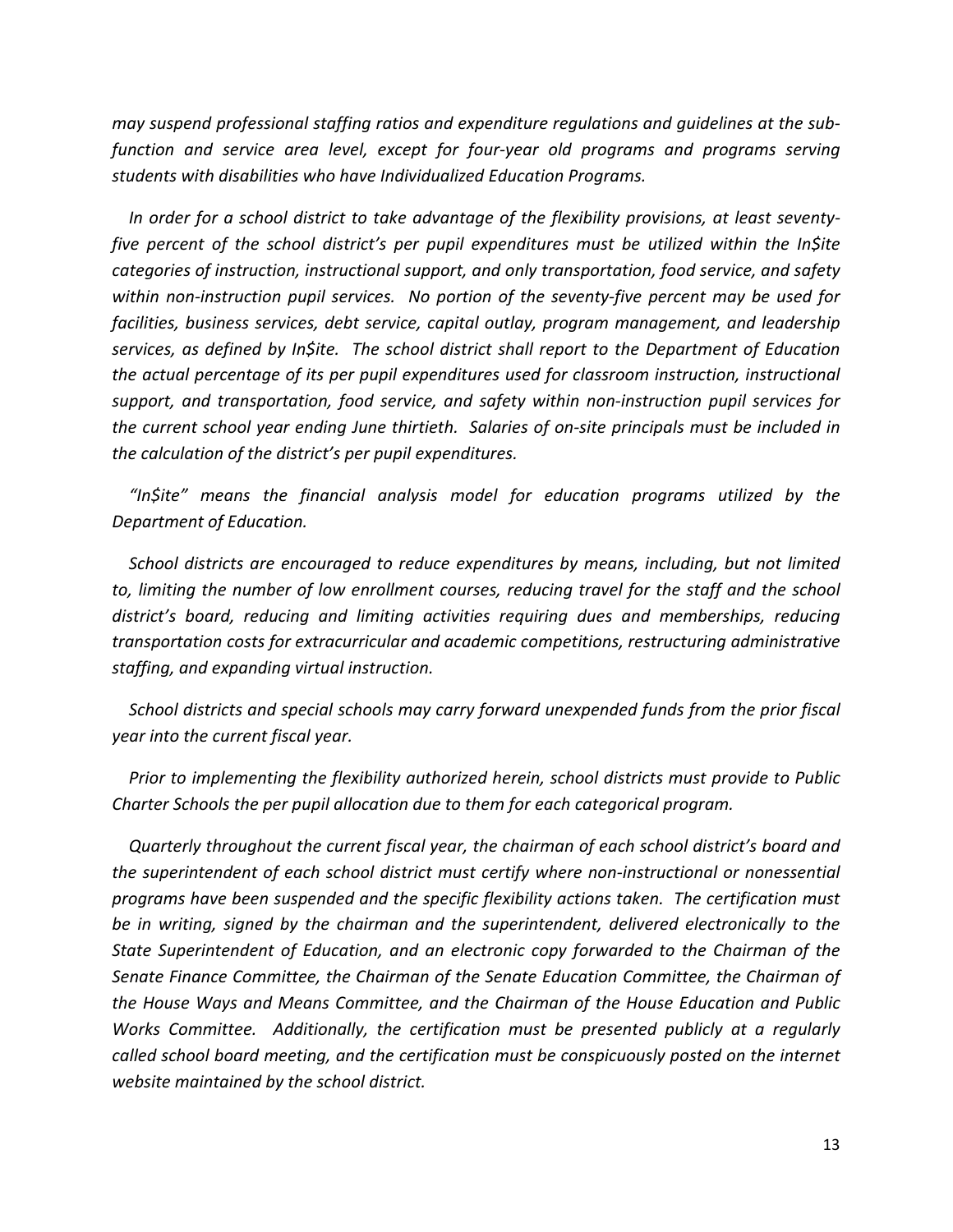*may suspend professional staffing ratios and expenditure regulations and guidelines at the sub-function and service area level, except for four-year old programs and programs serving students with disabilities who have Individualized Education Programs.*

*In order for a school district to take advantage of the flexibility provisions, at least seventy-five percent of the school district's per pupil expenditures must be utilized within the In$ite categories of instruction, instructional support, and only transportation, food service, and safety within non-instruction pupil services. No portion of the seventy-five percent may be used for facilities, business services, debt service, capital outlay, program management, and leadership services, as defined by In$ite. The school district shall report to the Department of Education the actual percentage of its per pupil expenditures used for classroom instruction, instructional support, and transportation, food service, and safety within non-instruction pupil services for the current school year ending June thirtieth. Salaries of on-site principals must be included in the calculation of the district's per pupil expenditures.*

*"In$ite" means the financial analysis model for education programs utilized by the Department of Education.*

*School districts are encouraged to reduce expenditures by means, including, but not limited to, limiting the number of low enrollment courses, reducing travel for the staff and the school district's board, reducing and limiting activities requiring dues and memberships, reducing transportation costs for extracurricular and academic competitions, restructuring administrative staffing, and expanding virtual instruction.*

*School districts and special schools may carry forward unexpended funds from the prior fiscal year into the current fiscal year.*

*Prior to implementing the flexibility authorized herein, school districts must provide to Public Charter Schools the per pupil allocation due to them for each categorical program.*

*Quarterly throughout the current fiscal year, the chairman of each school district's board and the superintendent of each school district must certify where non-instructional or nonessential programs have been suspended and the specific flexibility actions taken. The certification must be in writing, signed by the chairman and the superintendent, delivered electronically to the State Superintendent of Education, and an electronic copy forwarded to the Chairman of the Senate Finance Committee, the Chairman of the Senate Education Committee, the Chairman of the House Ways and Means Committee, and the Chairman of the House Education and Public Works Committee. Additionally, the certification must be presented publicly at a regularly called school board meeting, and the certification must be conspicuously posted on the internet website maintained by the school district.*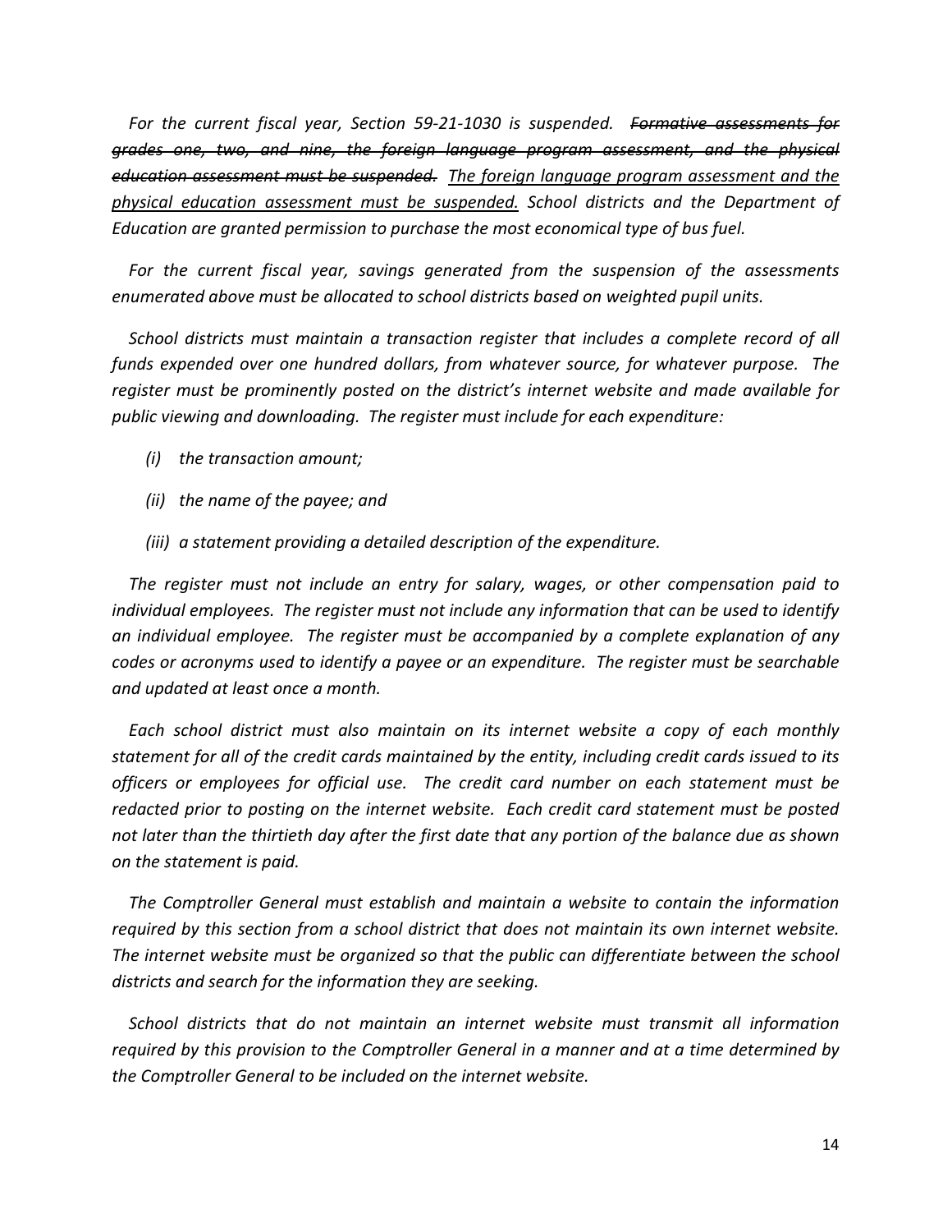*For the current fiscal year, Section 59-21-1030 is suspended. ~~Formative assessments for grades one, two, and nine, the foreign language program assessment, and the physical education assessment must be suspended.~~ <u>The foreign language program assessment and the physical education assessment must be suspended.</u> School districts and the Department of Education are granted permission to purchase the most economical type of bus fuel.*

*For the current fiscal year, savings generated from the suspension of the assessments enumerated above must be allocated to school districts based on weighted pupil units.*

*School districts must maintain a transaction register that includes a complete record of all funds expended over one hundred dollars, from whatever source, for whatever purpose. The register must be prominently posted on the district's internet website and made available for public viewing and downloading. The register must include for each expenditure:*

*(i) the transaction amount;*

*(ii) the name of the payee; and*

*(iii) a statement providing a detailed description of the expenditure.*

*The register must not include an entry for salary, wages, or other compensation paid to individual employees. The register must not include any information that can be used to identify an individual employee. The register must be accompanied by a complete explanation of any codes or acronyms used to identify a payee or an expenditure. The register must be searchable and updated at least once a month.*

*Each school district must also maintain on its internet website a copy of each monthly statement for all of the credit cards maintained by the entity, including credit cards issued to its officers or employees for official use. The credit card number on each statement must be redacted prior to posting on the internet website. Each credit card statement must be posted not later than the thirtieth day after the first date that any portion of the balance due as shown on the statement is paid.*

*The Comptroller General must establish and maintain a website to contain the information required by this section from a school district that does not maintain its own internet website. The internet website must be organized so that the public can differentiate between the school districts and search for the information they are seeking.*

*School districts that do not maintain an internet website must transmit all information required by this provision to the Comptroller General in a manner and at a time determined by the Comptroller General to be included on the internet website.*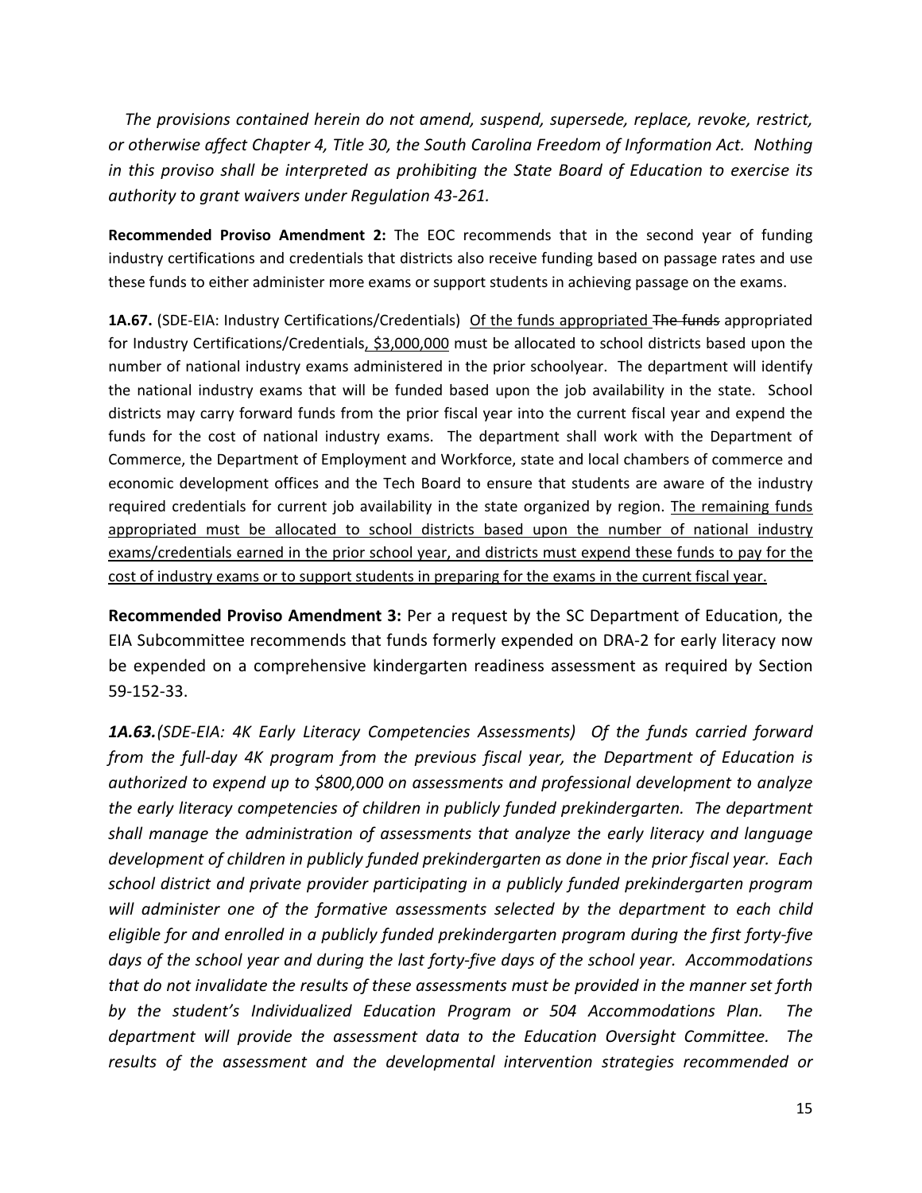*The provisions contained herein do not amend, suspend, supersede, replace, revoke, restrict, or otherwise affect Chapter 4, Title 30, the South Carolina Freedom of Information Act. Nothing in this proviso shall be interpreted as prohibiting the State Board of Education to exercise its authority to grant waivers under Regulation 43-261.*

**Recommended Proviso Amendment 2:** The EOC recommends that in the second year of funding industry certifications and credentials that districts also receive funding based on passage rates and use these funds to either administer more exams or support students in achieving passage on the exams.

**1A.67.** (SDE-EIA: Industry Certifications/Credentials) <u>Of the funds appropriated</u> ~~The funds~~ appropriated for Industry Certifications/Credentials<u>, $3,000,000</u> must be allocated to school districts based upon the number of national industry exams administered in the prior schoolyear. The department will identify the national industry exams that will be funded based upon the job availability in the state. School districts may carry forward funds from the prior fiscal year into the current fiscal year and expend the funds for the cost of national industry exams. The department shall work with the Department of Commerce, the Department of Employment and Workforce, state and local chambers of commerce and economic development offices and the Tech Board to ensure that students are aware of the industry required credentials for current job availability in the state organized by region. <u>The remaining funds appropriated must be allocated to school districts based upon the number of national industry exams/credentials earned in the prior school year, and districts must expend these funds to pay for the cost of industry exams or to support students in preparing for the exams in the current fiscal year.</u>

**Recommended Proviso Amendment 3:** Per a request by the SC Department of Education, the EIA Subcommittee recommends that funds formerly expended on DRA-2 for early literacy now be expended on a comprehensive kindergarten readiness assessment as required by Section 59-152-33.

***1A.63.****(SDE-EIA: 4K Early Literacy Competencies Assessments) Of the funds carried forward from the full-day 4K program from the previous fiscal year, the Department of Education is authorized to expend up to $800,000 on assessments and professional development to analyze the early literacy competencies of children in publicly funded prekindergarten. The department shall manage the administration of assessments that analyze the early literacy and language development of children in publicly funded prekindergarten as done in the prior fiscal year. Each school district and private provider participating in a publicly funded prekindergarten program will administer one of the formative assessments selected by the department to each child eligible for and enrolled in a publicly funded prekindergarten program during the first forty-five days of the school year and during the last forty-five days of the school year. Accommodations that do not invalidate the results of these assessments must be provided in the manner set forth by the student's Individualized Education Program or 504 Accommodations Plan. The department will provide the assessment data to the Education Oversight Committee. The results of the assessment and the developmental intervention strategies recommended or*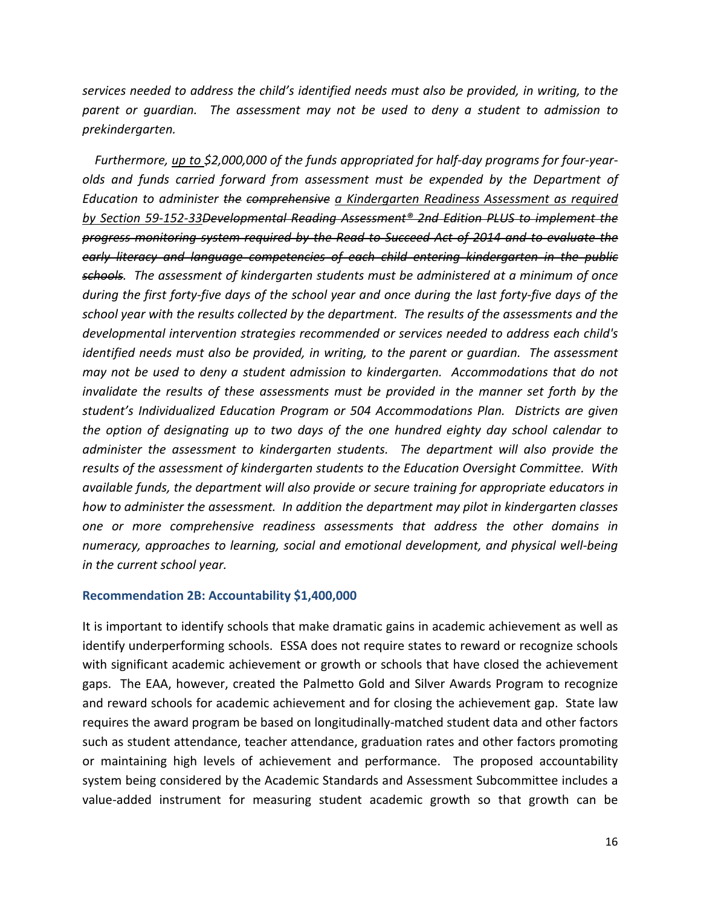*services needed to address the child's identified needs must also be provided, in writing, to the parent or guardian. The assessment may not be used to deny a student to admission to prekindergarten.*

*Furthermore, <u>up to</u> $2,000,000 of the funds appropriated for half-day programs for four-year-olds and funds carried forward from assessment must be expended by the Department of Education to administer ~~the~~ ~~comprehensive~~ <u>a Kindergarten Readiness Assessment as required by Section 59-152-33</u>~~Developmental Reading Assessment® 2nd Edition PLUS to implement the progress monitoring system required by the Read to Succeed Act of 2014 and to evaluate the early literacy and language competencies of each child entering kindergarten in the public schools~~. The assessment of kindergarten students must be administered at a minimum of once during the first forty-five days of the school year and once during the last forty-five days of the school year with the results collected by the department. The results of the assessments and the developmental intervention strategies recommended or services needed to address each child's identified needs must also be provided, in writing, to the parent or guardian. The assessment may not be used to deny a student admission to kindergarten. Accommodations that do not invalidate the results of these assessments must be provided in the manner set forth by the student's Individualized Education Program or 504 Accommodations Plan. Districts are given the option of designating up to two days of the one hundred eighty day school calendar to administer the assessment to kindergarten students. The department will also provide the results of the assessment of kindergarten students to the Education Oversight Committee. With available funds, the department will also provide or secure training for appropriate educators in how to administer the assessment. In addition the department may pilot in kindergarten classes one or more comprehensive readiness assessments that address the other domains in numeracy, approaches to learning, social and emotional development, and physical well-being in the current school year.*

### Recommendation 2B: Accountability $1,400,000

It is important to identify schools that make dramatic gains in academic achievement as well as identify underperforming schools. ESSA does not require states to reward or recognize schools with significant academic achievement or growth or schools that have closed the achievement gaps. The EAA, however, created the Palmetto Gold and Silver Awards Program to recognize and reward schools for academic achievement and for closing the achievement gap. State law requires the award program be based on longitudinally-matched student data and other factors such as student attendance, teacher attendance, graduation rates and other factors promoting or maintaining high levels of achievement and performance. The proposed accountability system being considered by the Academic Standards and Assessment Subcommittee includes a value-added instrument for measuring student academic growth so that growth can be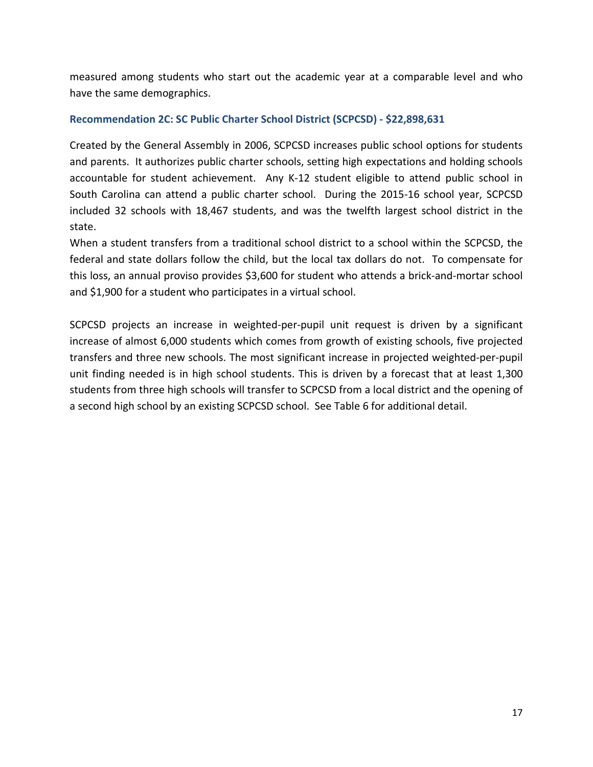measured among students who start out the academic year at a comparable level and who have the same demographics.

### Recommendation 2C: SC Public Charter School District (SCPCSD) - $22,898,631

Created by the General Assembly in 2006, SCPCSD increases public school options for students and parents. It authorizes public charter schools, setting high expectations and holding schools accountable for student achievement. Any K-12 student eligible to attend public school in South Carolina can attend a public charter school. During the 2015-16 school year, SCPCSD included 32 schools with 18,467 students, and was the twelfth largest school district in the state.

When a student transfers from a traditional school district to a school within the SCPCSD, the federal and state dollars follow the child, but the local tax dollars do not. To compensate for this loss, an annual proviso provides $3,600 for student who attends a brick-and-mortar school and $1,900 for a student who participates in a virtual school.

SCPCSD projects an increase in weighted-per-pupil unit request is driven by a significant increase of almost 6,000 students which comes from growth of existing schools, five projected transfers and three new schools. The most significant increase in projected weighted-per-pupil unit finding needed is in high school students. This is driven by a forecast that at least 1,300 students from three high schools will transfer to SCPCSD from a local district and the opening of a second high school by an existing SCPCSD school. See Table 6 for additional detail.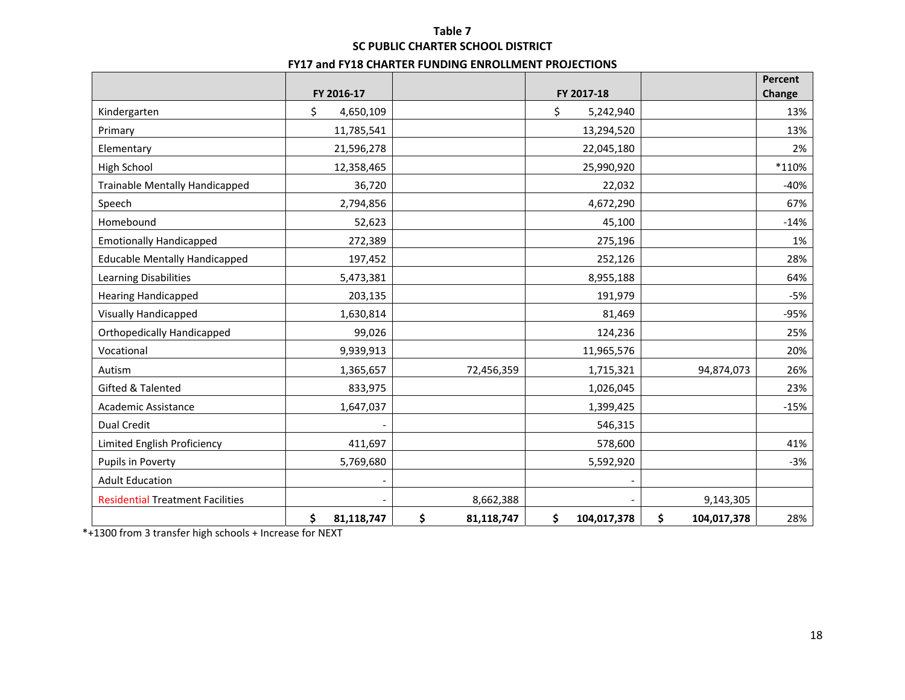**Table 7**
**SC PUBLIC CHARTER SCHOOL DISTRICT**
**FY17 and FY18 CHARTER FUNDING ENROLLMENT PROJECTIONS**

| | FY 2016-17 | | FY 2017-18 | | Percent Change |
|---|---|---|---|---|---|
| Kindergarten | $ 4,650,109 | | $ 5,242,940 | | 13% |
| Primary | 11,785,541 | | 13,294,520 | | 13% |
| Elementary | 21,596,278 | | 22,045,180 | | 2% |
| High School | 12,358,465 | | 25,990,920 | | *110% |
| Trainable Mentally Handicapped | 36,720 | | 22,032 | | -40% |
| Speech | 2,794,856 | | 4,672,290 | | 67% |
| Homebound | 52,623 | | 45,100 | | -14% |
| Emotionally Handicapped | 272,389 | | 275,196 | | 1% |
| Educable Mentally Handicapped | 197,452 | | 252,126 | | 28% |
| Learning Disabilities | 5,473,381 | | 8,955,188 | | 64% |
| Hearing Handicapped | 203,135 | | 191,979 | | -5% |
| Visually Handicapped | 1,630,814 | | 81,469 | | -95% |
| Orthopedically Handicapped | 99,026 | | 124,236 | | 25% |
| Vocational | 9,939,913 | | 11,965,576 | | 20% |
| Autism | 1,365,657 | 72,456,359 | 1,715,321 | 94,874,073 | 26% |
| Gifted & Talented | 833,975 | | 1,026,045 | | 23% |
| Academic Assistance | 1,647,037 | | 1,399,425 | | -15% |
| Dual Credit | - | | 546,315 | | |
| Limited English Proficiency | 411,697 | | 578,600 | | 41% |
| Pupils in Poverty | 5,769,680 | | 5,592,920 | | -3% |
| Adult Education | - | | - | | |
| Residential Treatment Facilities | - | 8,662,388 | - | 9,143,305 | |
| | **$ 81,118,747** | **$ 81,118,747** | **$ 104,017,378** | **$ 104,017,378** | 28% |

*+1300 from 3 transfer high schools + Increase for NEXT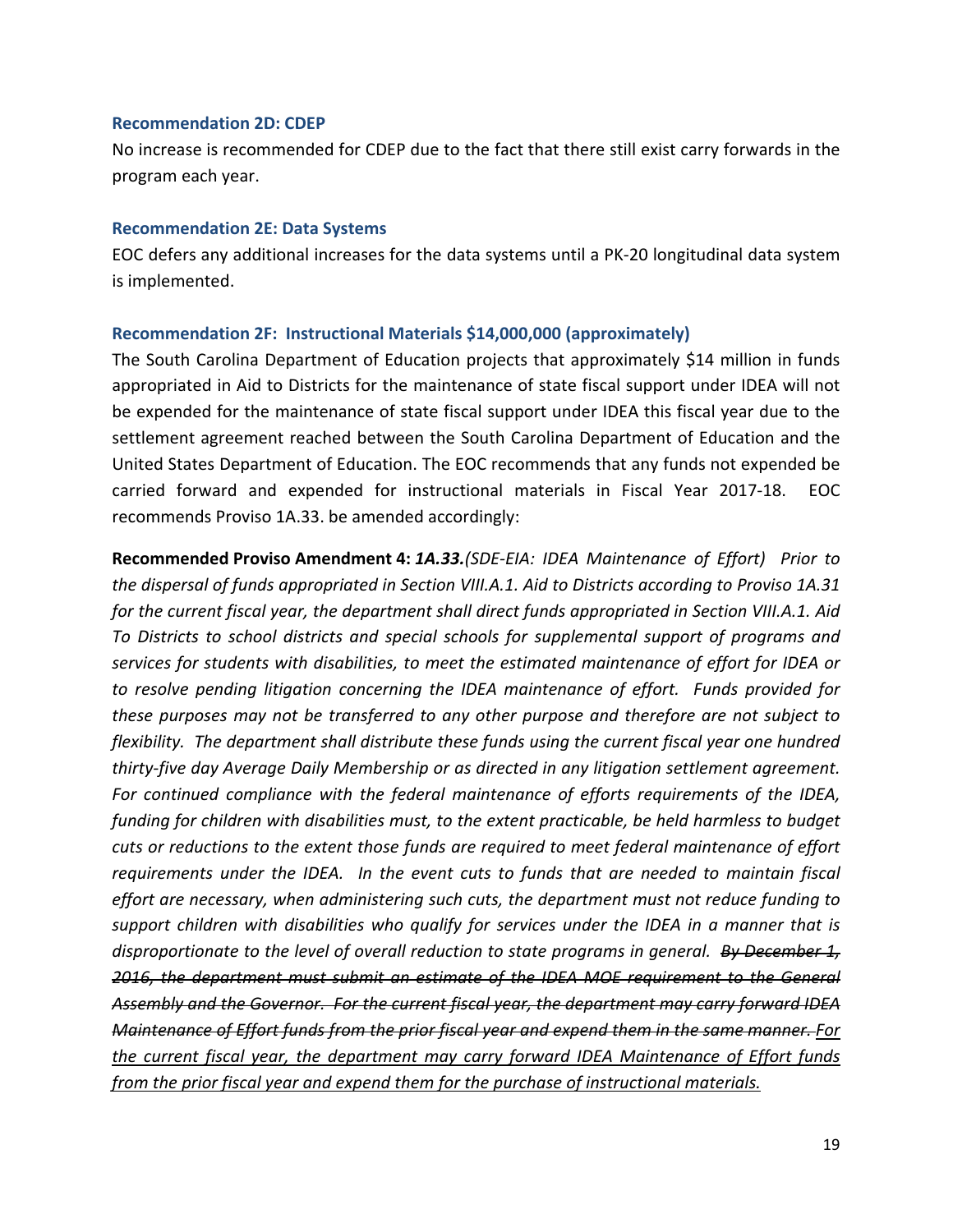### Recommendation 2D: CDEP

No increase is recommended for CDEP due to the fact that there still exist carry forwards in the program each year.

### Recommendation 2E: Data Systems

EOC defers any additional increases for the data systems until a PK-20 longitudinal data system is implemented.

### Recommendation 2F: Instructional Materials $14,000,000 (approximately)

The South Carolina Department of Education projects that approximately $14 million in funds appropriated in Aid to Districts for the maintenance of state fiscal support under IDEA will not be expended for the maintenance of state fiscal support under IDEA this fiscal year due to the settlement agreement reached between the South Carolina Department of Education and the United States Department of Education. The EOC recommends that any funds not expended be carried forward and expended for instructional materials in Fiscal Year 2017-18. EOC recommends Proviso 1A.33. be amended accordingly:

**Recommended Proviso Amendment 4:** ***1A.33.****(SDE-EIA: IDEA Maintenance of Effort) Prior to the dispersal of funds appropriated in Section VIII.A.1. Aid to Districts according to Proviso 1A.31 for the current fiscal year, the department shall direct funds appropriated in Section VIII.A.1. Aid To Districts to school districts and special schools for supplemental support of programs and services for students with disabilities, to meet the estimated maintenance of effort for IDEA or to resolve pending litigation concerning the IDEA maintenance of effort. Funds provided for these purposes may not be transferred to any other purpose and therefore are not subject to flexibility. The department shall distribute these funds using the current fiscal year one hundred thirty-five day Average Daily Membership or as directed in any litigation settlement agreement. For continued compliance with the federal maintenance of efforts requirements of the IDEA, funding for children with disabilities must, to the extent practicable, be held harmless to budget cuts or reductions to the extent those funds are required to meet federal maintenance of effort requirements under the IDEA. In the event cuts to funds that are needed to maintain fiscal effort are necessary, when administering such cuts, the department must not reduce funding to support children with disabilities who qualify for services under the IDEA in a manner that is disproportionate to the level of overall reduction to state programs in general. ~~By December 1, 2016, the department must submit an estimate of the IDEA MOE requirement to the General Assembly and the Governor. For the current fiscal year, the department may carry forward IDEA Maintenance of Effort funds from the prior fiscal year and expend them in the same manner.~~ <u>For the current fiscal year, the department may carry forward IDEA Maintenance of Effort funds from the prior fiscal year and expend them for the purchase of instructional materials.</u>*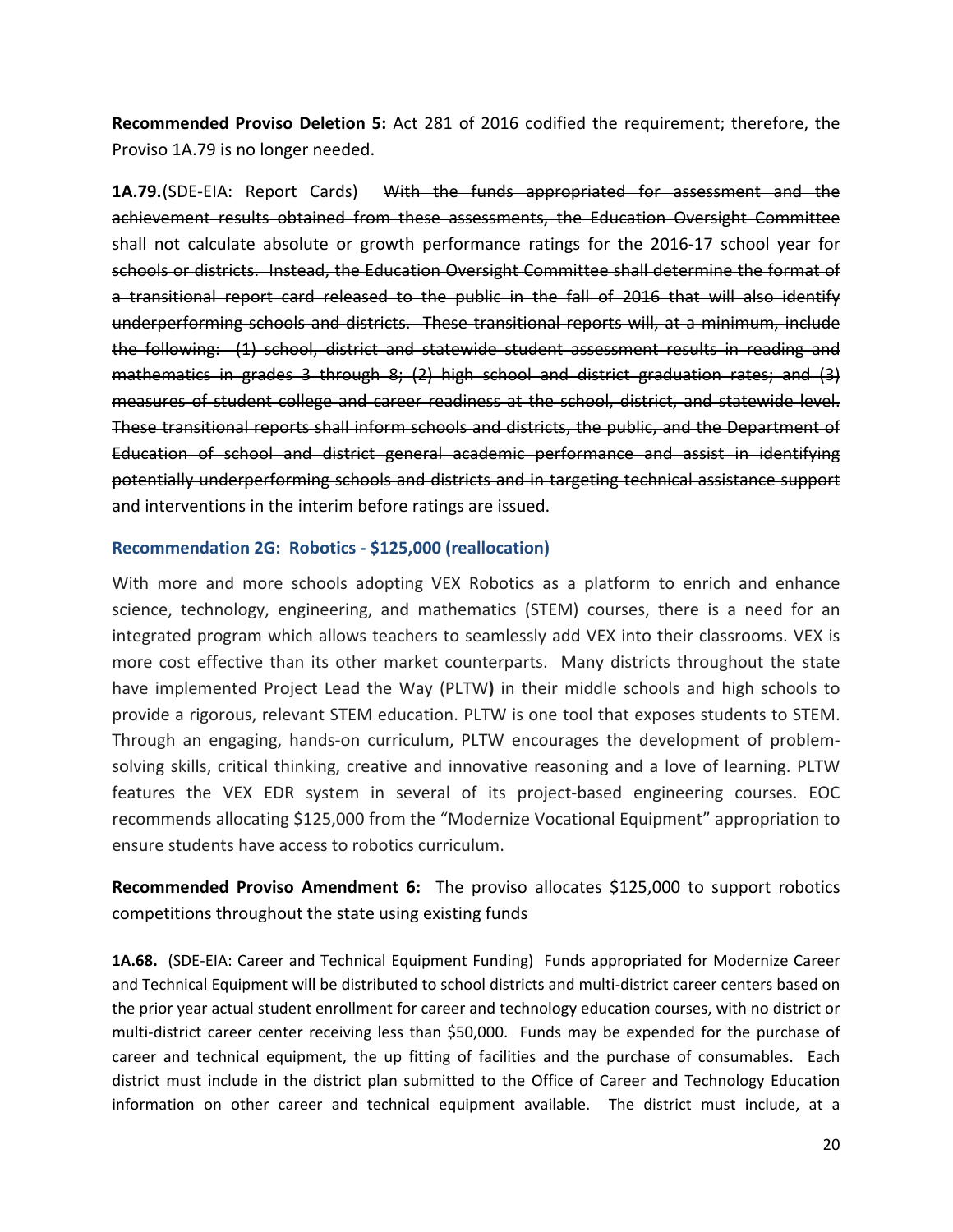**Recommended Proviso Deletion 5:** Act 281 of 2016 codified the requirement; therefore, the Proviso 1A.79 is no longer needed.

**1A.79.**(SDE-EIA: Report Cards) ~~With the funds appropriated for assessment and the achievement results obtained from these assessments, the Education Oversight Committee shall not calculate absolute or growth performance ratings for the 2016-17 school year for schools or districts. Instead, the Education Oversight Committee shall determine the format of a transitional report card released to the public in the fall of 2016 that will also identify underperforming schools and districts. These transitional reports will, at a minimum, include the following: (1) school, district and statewide student assessment results in reading and mathematics in grades 3 through 8; (2) high school and district graduation rates; and (3) measures of student college and career readiness at the school, district, and statewide level. These transitional reports shall inform schools and districts, the public, and the Department of Education of school and district general academic performance and assist in identifying potentially underperforming schools and districts and in targeting technical assistance support and interventions in the interim before ratings are issued.~~

### Recommendation 2G: Robotics - $125,000 (reallocation)

With more and more schools adopting VEX Robotics as a platform to enrich and enhance science, technology, engineering, and mathematics (STEM) courses, there is a need for an integrated program which allows teachers to seamlessly add VEX into their classrooms. VEX is more cost effective than its other market counterparts. Many districts throughout the state have implemented Project Lead the Way (PLTW**)** in their middle schools and high schools to provide a rigorous, relevant STEM education. PLTW is one tool that exposes students to STEM. Through an engaging, hands-on curriculum, PLTW encourages the development of problem-solving skills, critical thinking, creative and innovative reasoning and a love of learning. PLTW features the VEX EDR system in several of its project-based engineering courses. EOC recommends allocating $125,000 from the "Modernize Vocational Equipment" appropriation to ensure students have access to robotics curriculum.

**Recommended Proviso Amendment 6:** The proviso allocates $125,000 to support robotics competitions throughout the state using existing funds

**1A.68.** (SDE-EIA: Career and Technical Equipment Funding) Funds appropriated for Modernize Career and Technical Equipment will be distributed to school districts and multi-district career centers based on the prior year actual student enrollment for career and technology education courses, with no district or multi-district career center receiving less than $50,000. Funds may be expended for the purchase of career and technical equipment, the up fitting of facilities and the purchase of consumables. Each district must include in the district plan submitted to the Office of Career and Technology Education information on other career and technical equipment available. The district must include, at a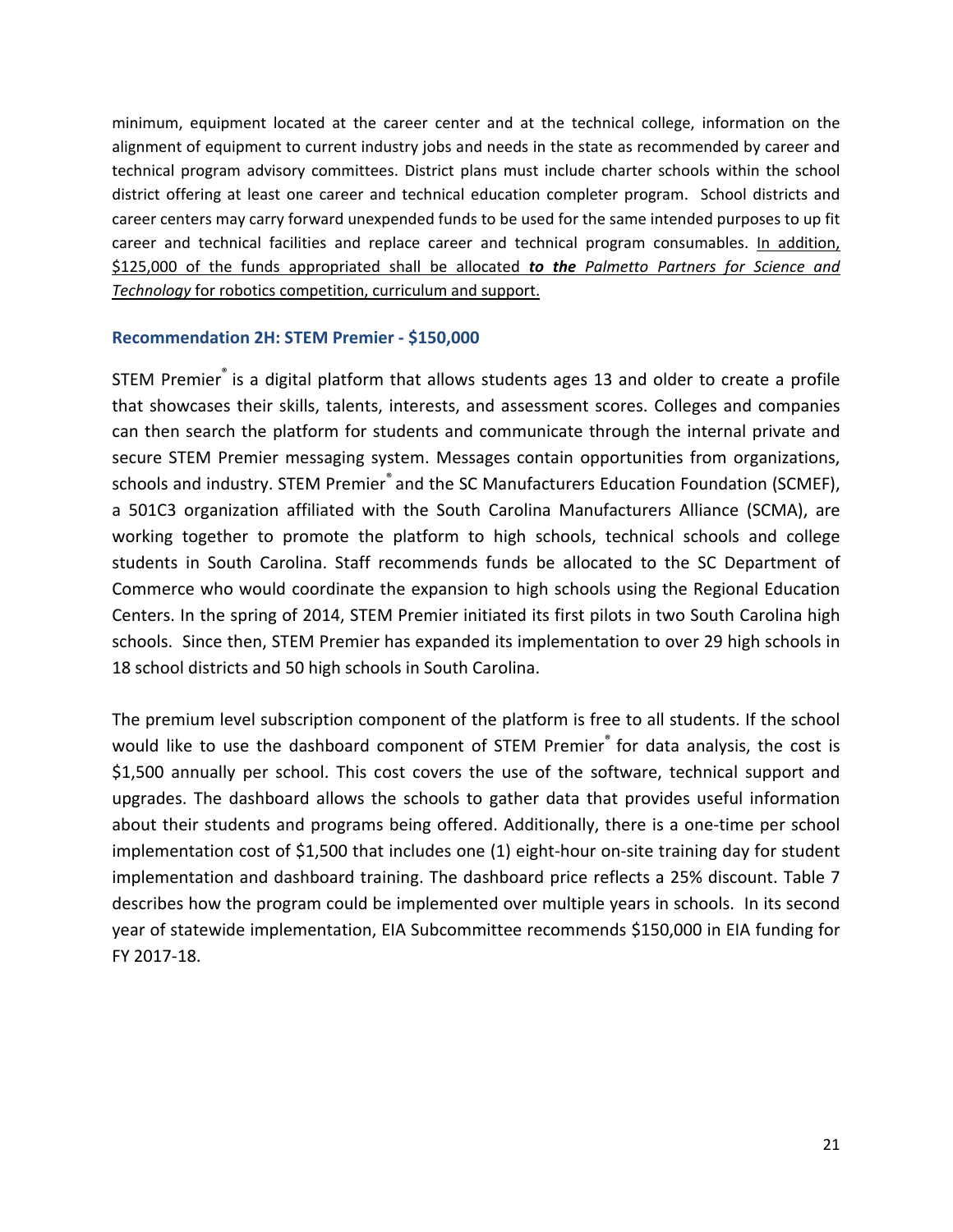minimum, equipment located at the career center and at the technical college, information on the alignment of equipment to current industry jobs and needs in the state as recommended by career and technical program advisory committees. District plans must include charter schools within the school district offering at least one career and technical education completer program. School districts and career centers may carry forward unexpended funds to be used for the same intended purposes to up fit career and technical facilities and replace career and technical program consumables. <u>In addition, $125,000 of the funds appropriated shall be allocated ***to the*** *Palmetto Partners for Science and Technology* for robotics competition, curriculum and support.</u>

### Recommendation 2H: STEM Premier - $150,000

STEM Premier® is a digital platform that allows students ages 13 and older to create a profile that showcases their skills, talents, interests, and assessment scores. Colleges and companies can then search the platform for students and communicate through the internal private and secure STEM Premier messaging system. Messages contain opportunities from organizations, schools and industry. STEM Premier® and the SC Manufacturers Education Foundation (SCMEF), a 501C3 organization affiliated with the South Carolina Manufacturers Alliance (SCMA), are working together to promote the platform to high schools, technical schools and college students in South Carolina. Staff recommends funds be allocated to the SC Department of Commerce who would coordinate the expansion to high schools using the Regional Education Centers. In the spring of 2014, STEM Premier initiated its first pilots in two South Carolina high schools. Since then, STEM Premier has expanded its implementation to over 29 high schools in 18 school districts and 50 high schools in South Carolina.

The premium level subscription component of the platform is free to all students. If the school would like to use the dashboard component of STEM Premier® for data analysis, the cost is $1,500 annually per school. This cost covers the use of the software, technical support and upgrades. The dashboard allows the schools to gather data that provides useful information about their students and programs being offered. Additionally, there is a one-time per school implementation cost of $1,500 that includes one (1) eight-hour on-site training day for student implementation and dashboard training. The dashboard price reflects a 25% discount. Table 7 describes how the program could be implemented over multiple years in schools. In its second year of statewide implementation, EIA Subcommittee recommends $150,000 in EIA funding for FY 2017-18.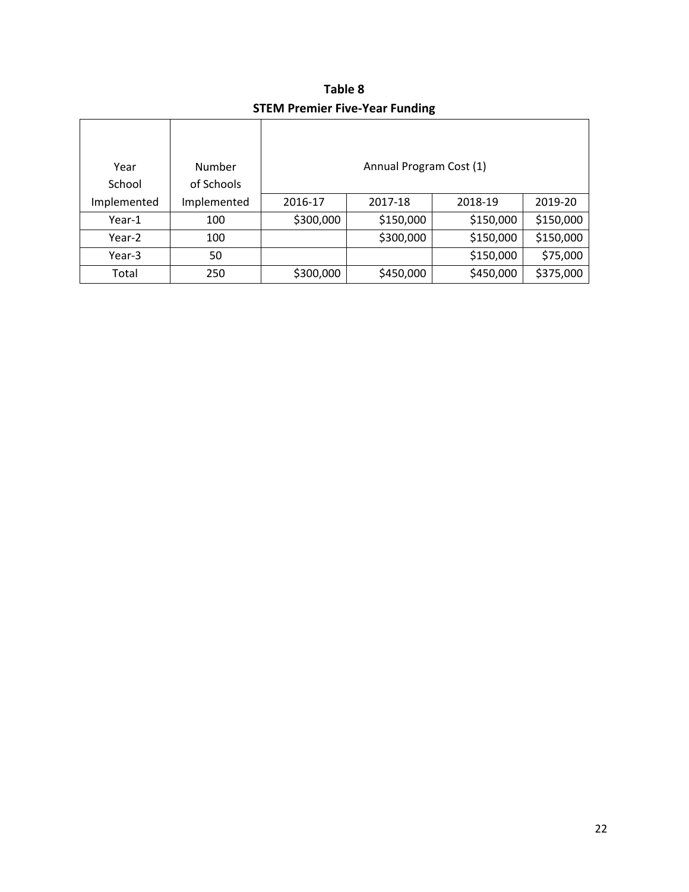**Table 8**
**STEM Premier Five-Year Funding**

| Year School Implemented | Number of Schools Implemented | Annual Program Cost (1) | | | |
|---|---|---|---|---|---|
| | | 2016-17 | 2017-18 | 2018-19 | 2019-20 |
| Year-1 | 100 | $300,000 | $150,000 | $150,000 | $150,000 |
| Year-2 | 100 | | $300,000 | $150,000 | $150,000 |
| Year-3 | 50 | | | $150,000 | $75,000 |
| Total | 250 | $300,000 | $450,000 | $450,000 | $375,000 |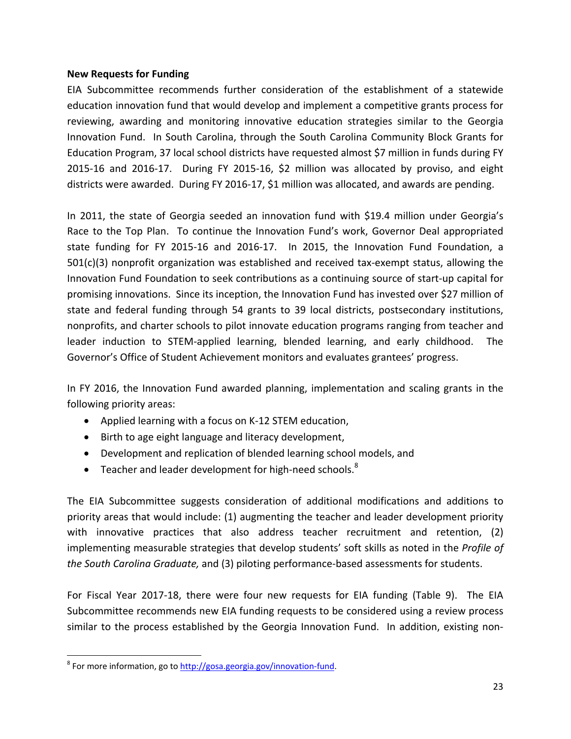**New Requests for Funding**

EIA Subcommittee recommends further consideration of the establishment of a statewide education innovation fund that would develop and implement a competitive grants process for reviewing, awarding and monitoring innovative education strategies similar to the Georgia Innovation Fund. In South Carolina, through the South Carolina Community Block Grants for Education Program, 37 local school districts have requested almost $7 million in funds during FY 2015-16 and 2016-17. During FY 2015-16, $2 million was allocated by proviso, and eight districts were awarded. During FY 2016-17, $1 million was allocated, and awards are pending.

In 2011, the state of Georgia seeded an innovation fund with $19.4 million under Georgia's Race to the Top Plan. To continue the Innovation Fund's work, Governor Deal appropriated state funding for FY 2015-16 and 2016-17. In 2015, the Innovation Fund Foundation, a 501(c)(3) nonprofit organization was established and received tax-exempt status, allowing the Innovation Fund Foundation to seek contributions as a continuing source of start-up capital for promising innovations. Since its inception, the Innovation Fund has invested over $27 million of state and federal funding through 54 grants to 39 local districts, postsecondary institutions, nonprofits, and charter schools to pilot innovate education programs ranging from teacher and leader induction to STEM-applied learning, blended learning, and early childhood. The Governor's Office of Student Achievement monitors and evaluates grantees' progress.

In FY 2016, the Innovation Fund awarded planning, implementation and scaling grants in the following priority areas:

- Applied learning with a focus on K-12 STEM education,
- Birth to age eight language and literacy development,
- Development and replication of blended learning school models, and
- Teacher and leader development for high-need schools.[8]

The EIA Subcommittee suggests consideration of additional modifications and additions to priority areas that would include: (1) augmenting the teacher and leader development priority with innovative practices that also address teacher recruitment and retention, (2) implementing measurable strategies that develop students' soft skills as noted in the *Profile of the South Carolina Graduate,* and (3) piloting performance-based assessments for students.

For Fiscal Year 2017-18, there were four new requests for EIA funding (Table 9). The EIA Subcommittee recommends new EIA funding requests to be considered using a review process similar to the process established by the Georgia Innovation Fund. In addition, existing non-

---

[8] For more information, go to http://gosa.georgia.gov/innovation-fund.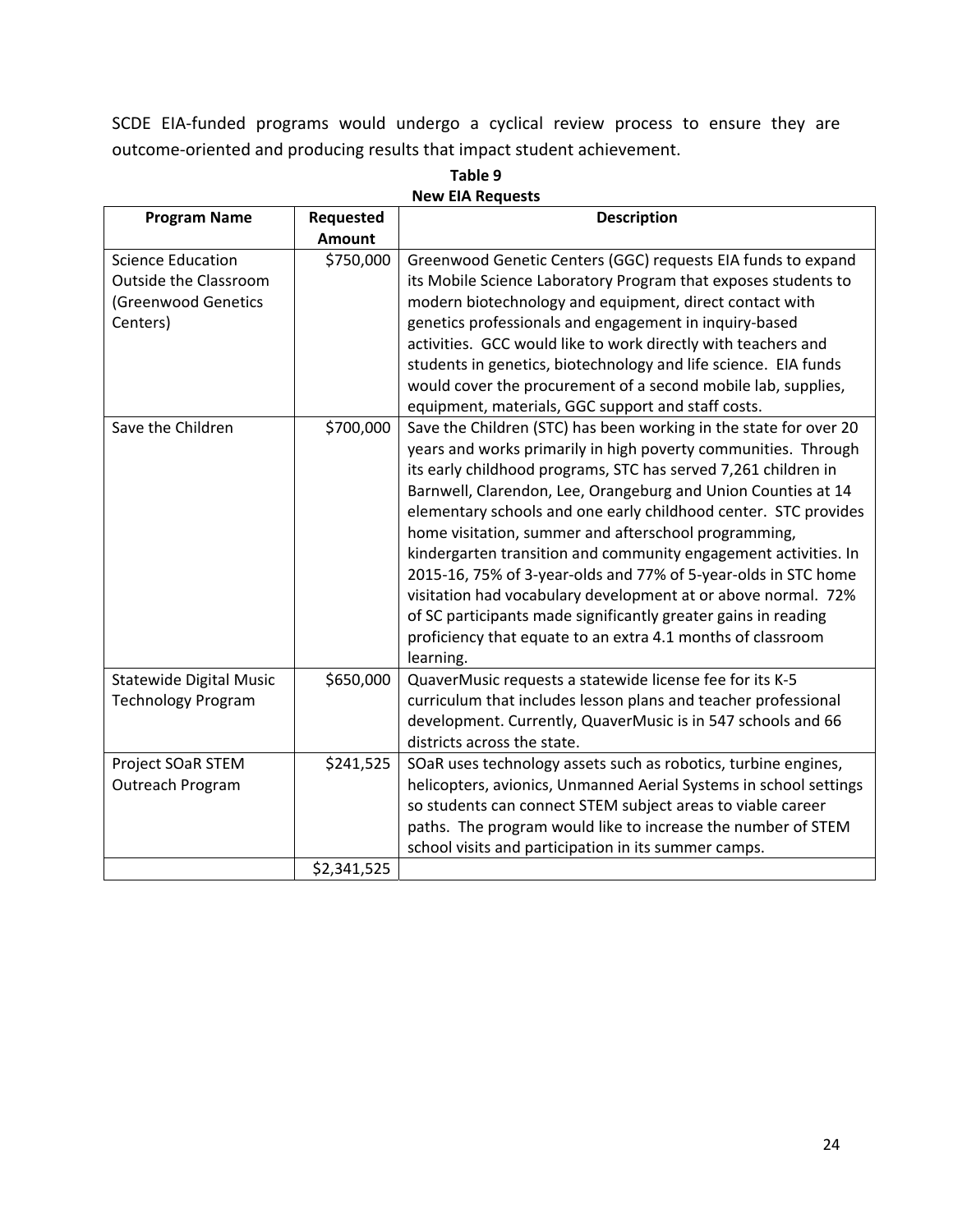SCDE EIA-funded programs would undergo a cyclical review process to ensure they are outcome-oriented and producing results that impact student achievement.

**Table 9**
**New EIA Requests**

| Program Name | Requested Amount | Description |
|---|---|---|
| Science Education Outside the Classroom (Greenwood Genetics Centers) | $750,000 | Greenwood Genetic Centers (GGC) requests EIA funds to expand its Mobile Science Laboratory Program that exposes students to modern biotechnology and equipment, direct contact with genetics professionals and engagement in inquiry-based activities. GCC would like to work directly with teachers and students in genetics, biotechnology and life science. EIA funds would cover the procurement of a second mobile lab, supplies, equipment, materials, GGC support and staff costs. |
| Save the Children | $700,000 | Save the Children (STC) has been working in the state for over 20 years and works primarily in high poverty communities. Through its early childhood programs, STC has served 7,261 children in Barnwell, Clarendon, Lee, Orangeburg and Union Counties at 14 elementary schools and one early childhood center. STC provides home visitation, summer and afterschool programming, kindergarten transition and community engagement activities. In 2015-16, 75% of 3-year-olds and 77% of 5-year-olds in STC home visitation had vocabulary development at or above normal. 72% of SC participants made significantly greater gains in reading proficiency that equate to an extra 4.1 months of classroom learning. |
| Statewide Digital Music Technology Program | $650,000 | QuaverMusic requests a statewide license fee for its K-5 curriculum that includes lesson plans and teacher professional development. Currently, QuaverMusic is in 547 schools and 66 districts across the state. |
| Project SOaR STEM Outreach Program | $241,525 | SOaR uses technology assets such as robotics, turbine engines, helicopters, avionics, Unmanned Aerial Systems in school settings so students can connect STEM subject areas to viable career paths. The program would like to increase the number of STEM school visits and participation in its summer camps. |
| | $2,341,525 | |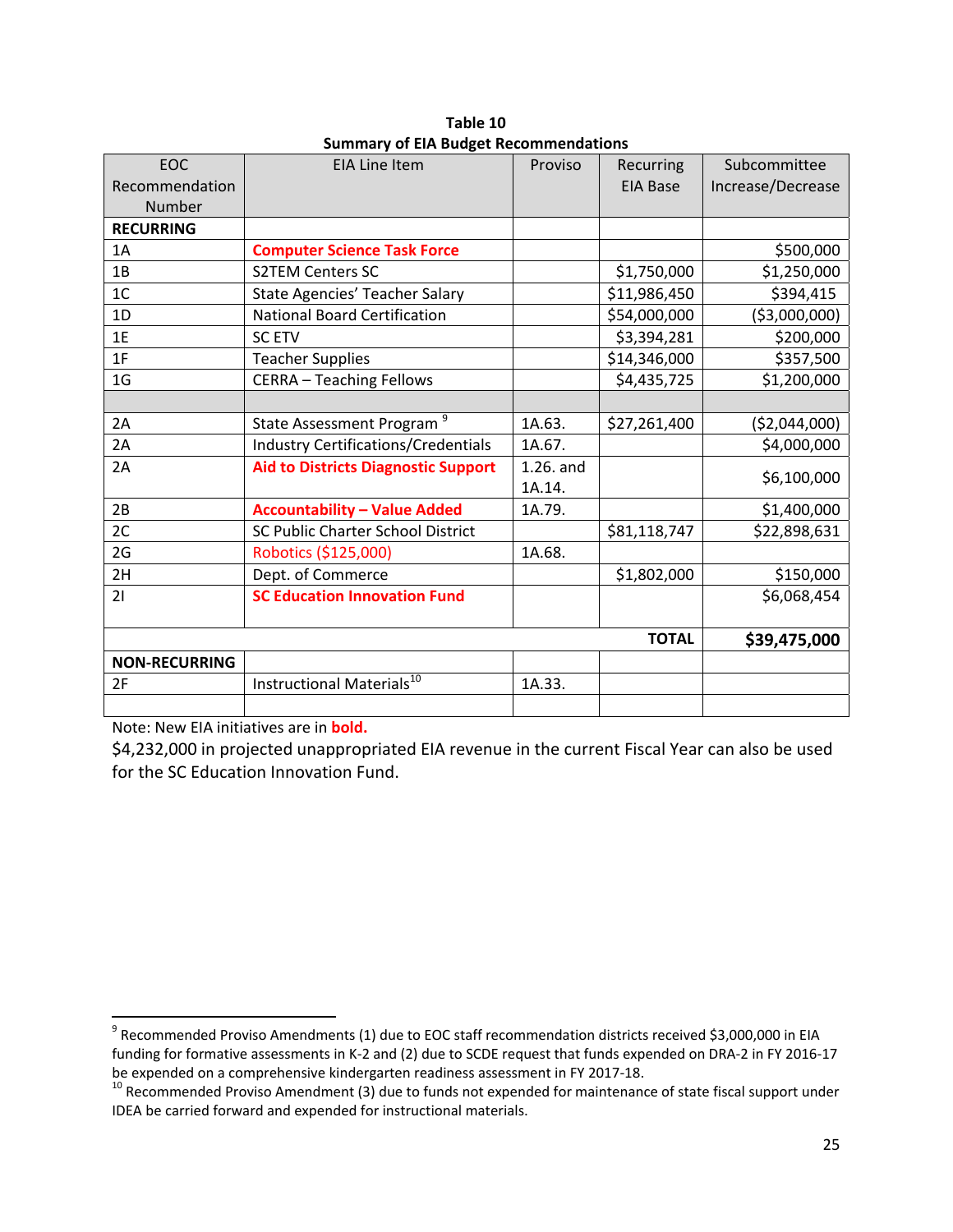**Table 10**
**Summary of EIA Budget Recommendations**

| EOC Recommendation Number | EIA Line Item | Proviso | Recurring EIA Base | Subcommittee Increase/Decrease |
|---|---|---|---|---|
| **RECURRING** | | | | |
| 1A | **Computer Science Task Force** | | | $500,000 |
| 1B | S2TEM Centers SC | | $1,750,000 | $1,250,000 |
| 1C | State Agencies' Teacher Salary | | $11,986,450 | $394,415 |
| 1D | National Board Certification | | $54,000,000 | ($3,000,000) |
| 1E | SC ETV | | $3,394,281 | $200,000 |
| 1F | Teacher Supplies | | $14,346,000 | $357,500 |
| 1G | CERRA – Teaching Fellows | | $4,435,725 | $1,200,000 |
| | | | | |
| 2A | State Assessment Program [9] | 1A.63. | $27,261,400 | ($2,044,000) |
| 2A | Industry Certifications/Credentials | 1A.67. | | $4,000,000 |
| 2A | **Aid to Districts Diagnostic Support** | 1.26. and 1A.14. | | $6,100,000 |
| 2B | **Accountability – Value Added** | 1A.79. | | $1,400,000 |
| 2C | SC Public Charter School District | | $81,118,747 | $22,898,631 |
| 2G | Robotics ($125,000) | 1A.68. | | |
| 2H | Dept. of Commerce | | $1,802,000 | $150,000 |
| 2I | **SC Education Innovation Fund** | | | $6,068,454 |
| | | | **TOTAL** | **$39,475,000** |
| **NON-RECURRING** | | | | |
| 2F | Instructional Materials[10] | 1A.33. | | |
| | | | | |

Note: New EIA initiatives are in **bold.**

$4,232,000 in projected unappropriated EIA revenue in the current Fiscal Year can also be used for the SC Education Innovation Fund.

---

[9] Recommended Proviso Amendments (1) due to EOC staff recommendation districts received $3,000,000 in EIA funding for formative assessments in K-2 and (2) due to SCDE request that funds expended on DRA-2 in FY 2016-17 be expended on a comprehensive kindergarten readiness assessment in FY 2017-18.

[10] Recommended Proviso Amendment (3) due to funds not expended for maintenance of state fiscal support under IDEA be carried forward and expended for instructional materials.